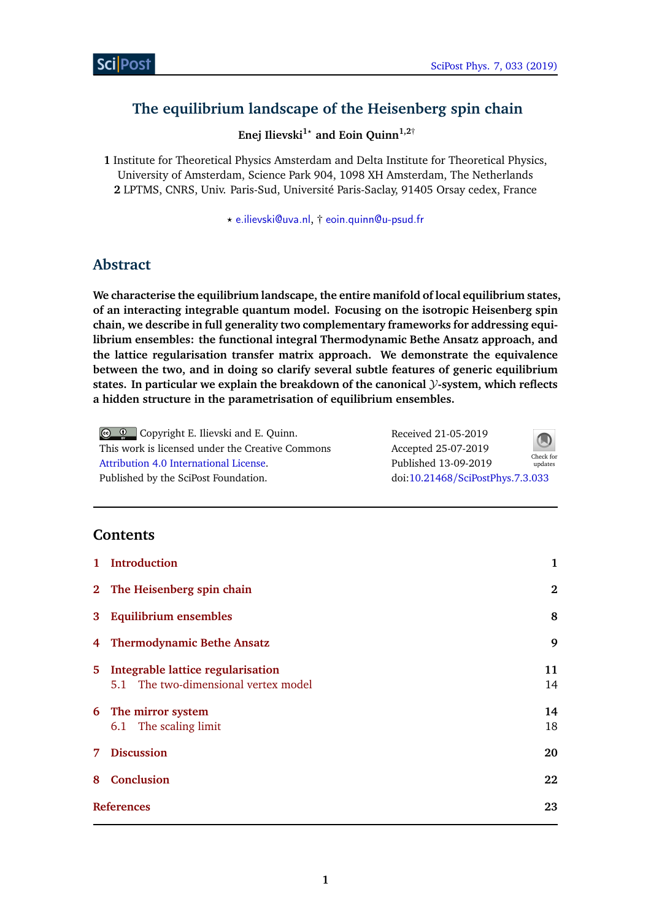# The equilibrium landscape of the Heisenberg spin chain

**Enej Ilievski[1⋆] and Eoin Quinn[1,2†]**

**1** Institute for Theoretical Physics Amsterdam and Delta Institute for Theoretical Physics, University of Amsterdam, Science Park 904, 1098 XH Amsterdam, The Netherlands
**2** LPTMS, CNRS, Univ. Paris-Sud, Université Paris-Saclay, 91405 Orsay cedex, France

⋆ e.ilievski@uva.nl, † eoin.quinn@u-psud.fr

## Abstract

**We characterise the equilibrium landscape, the entire manifold of local equilibrium states, of an interacting integrable quantum model. Focusing on the isotropic Heisenberg spin chain, we describe in full generality two complementary frameworks for addressing equilibrium ensembles: the functional integral Thermodynamic Bethe Ansatz approach, and the lattice regularisation transfer matrix approach. We demonstrate the equivalence between the two, and in doing so clarify several subtle features of generic equilibrium states. In particular we explain the breakdown of the canonical $\mathcal{Y}$-system, which reflects a hidden structure in the parametrisation of equilibrium ensembles.**

Copyright E. Ilievski and E. Quinn.
This work is licensed under the Creative Commons Attribution 4.0 International License.
Published by the SciPost Foundation.

Received 21-05-2019
Accepted 25-07-2019
Published 13-09-2019
doi:10.21468/SciPostPhys.7.3.033

## Contents

| | | |
|---|---|---|
| 1 | Introduction | 1 |
| 2 | The Heisenberg spin chain | 2 |
| 3 | Equilibrium ensembles | 8 |
| 4 | Thermodynamic Bethe Ansatz | 9 |
| 5 | Integrable lattice regularisation | 11 |
| | 5.1 The two-dimensional vertex model | 14 |
| 6 | The mirror system | 14 |
| | 6.1 The scaling limit | 18 |
| 7 | Discussion | 20 |
| 8 | Conclusion | 22 |
| | References | 23 |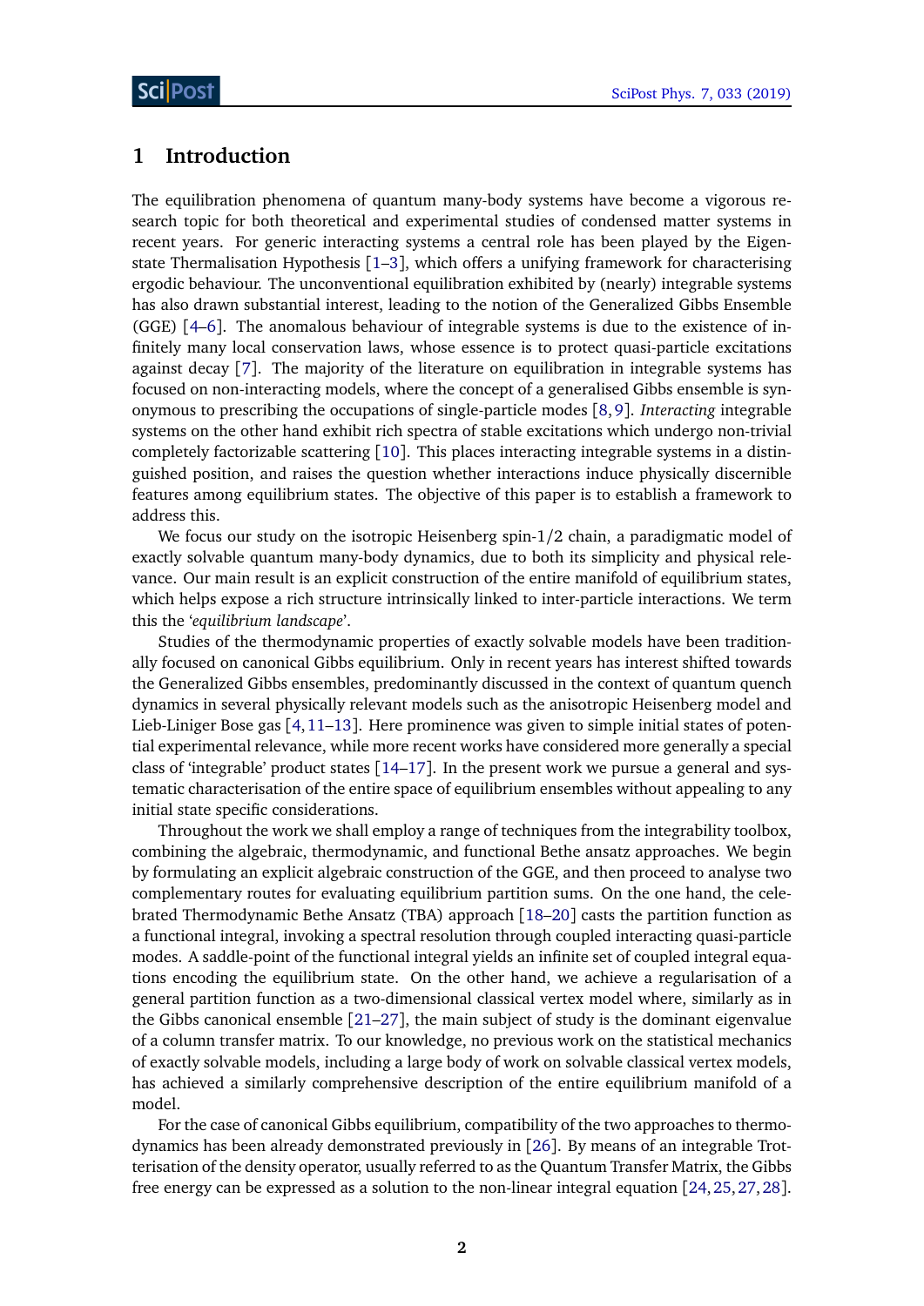## 1 Introduction

The equilibration phenomena of quantum many-body systems have become a vigorous research topic for both theoretical and experimental studies of condensed matter systems in recent years. For generic interacting systems a central role has been played by the Eigenstate Thermalisation Hypothesis [1–3], which offers a unifying framework for characterising ergodic behaviour. The unconventional equilibration exhibited by (nearly) integrable systems has also drawn substantial interest, leading to the notion of the Generalized Gibbs Ensemble (GGE) [4–6]. The anomalous behaviour of integrable systems is due to the existence of infinitely many local conservation laws, whose essence is to protect quasi-particle excitations against decay [7]. The majority of the literature on equilibration in integrable systems has focused on non-interacting models, where the concept of a generalised Gibbs ensemble is synonymous to prescribing the occupations of single-particle modes [8,9]. *Interacting* integrable systems on the other hand exhibit rich spectra of stable excitations which undergo non-trivial completely factorizable scattering [10]. This places interacting integrable systems in a distinguished position, and raises the question whether interactions induce physically discernible features among equilibrium states. The objective of this paper is to establish a framework to address this.

We focus our study on the isotropic Heisenberg spin-1/2 chain, a paradigmatic model of exactly solvable quantum many-body dynamics, due to both its simplicity and physical relevance. Our main result is an explicit construction of the entire manifold of equilibrium states, which helps expose a rich structure intrinsically linked to inter-particle interactions. We term this the '*equilibrium landscape*'.

Studies of the thermodynamic properties of exactly solvable models have been traditionally focused on canonical Gibbs equilibrium. Only in recent years has interest shifted towards the Generalized Gibbs ensembles, predominantly discussed in the context of quantum quench dynamics in several physically relevant models such as the anisotropic Heisenberg model and Lieb-Liniger Bose gas [4,11–13]. Here prominence was given to simple initial states of potential experimental relevance, while more recent works have considered more generally a special class of 'integrable' product states [14–17]. In the present work we pursue a general and systematic characterisation of the entire space of equilibrium ensembles without appealing to any initial state specific considerations.

Throughout the work we shall employ a range of techniques from the integrability toolbox, combining the algebraic, thermodynamic, and functional Bethe ansatz approaches. We begin by formulating an explicit algebraic construction of the GGE, and then proceed to analyse two complementary routes for evaluating equilibrium partition sums. On the one hand, the celebrated Thermodynamic Bethe Ansatz (TBA) approach [18–20] casts the partition function as a functional integral, invoking a spectral resolution through coupled interacting quasi-particle modes. A saddle-point of the functional integral yields an infinite set of coupled integral equations encoding the equilibrium state. On the other hand, we achieve a regularisation of a general partition function as a two-dimensional classical vertex model where, similarly as in the Gibbs canonical ensemble [21–27], the main subject of study is the dominant eigenvalue of a column transfer matrix. To our knowledge, no previous work on the statistical mechanics of exactly solvable models, including a large body of work on solvable classical vertex models, has achieved a similarly comprehensive description of the entire equilibrium manifold of a model.

For the case of canonical Gibbs equilibrium, compatibility of the two approaches to thermodynamics has been already demonstrated previously in [26]. By means of an integrable Trotterisation of the density operator, usually referred to as the Quantum Transfer Matrix, the Gibbs free energy can be expressed as a solution to the non-linear integral equation [24,25,27,28].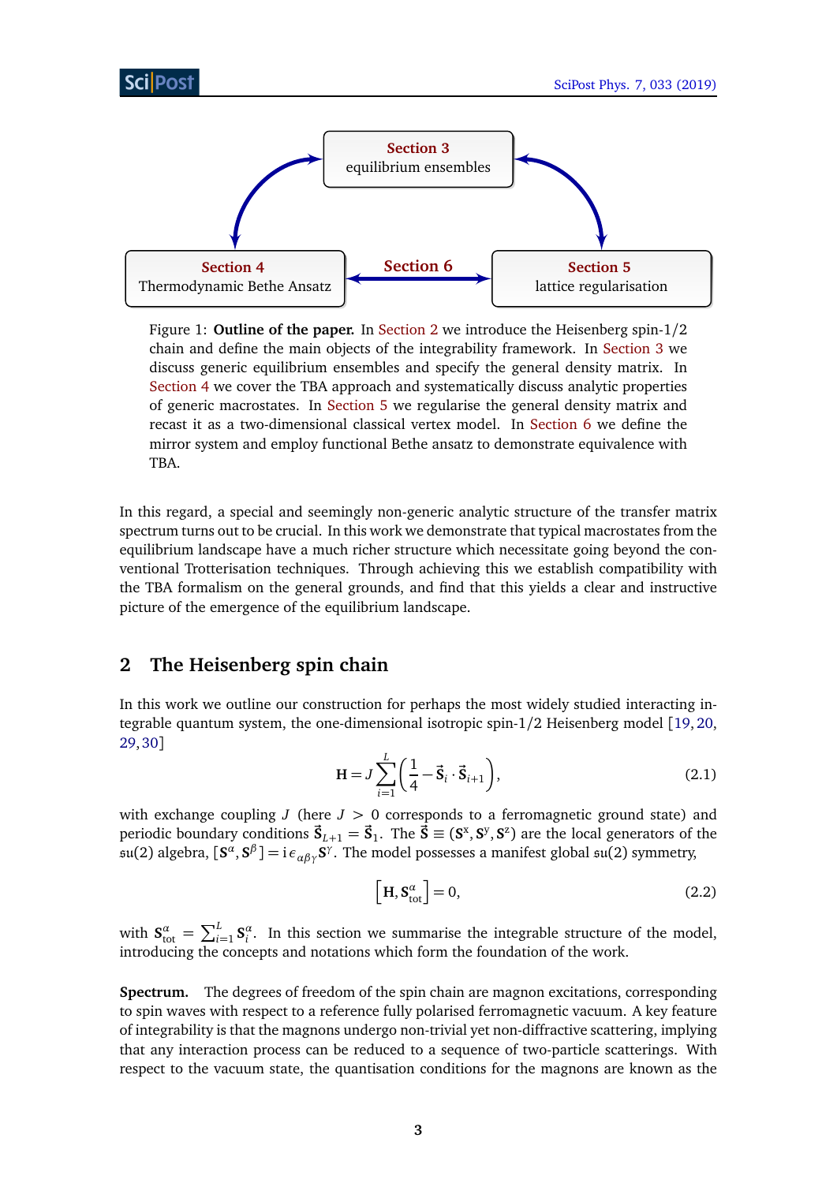Figure 1: **Outline of the paper.** In Section 2 we introduce the Heisenberg spin-1/2 chain and define the main objects of the integrability framework. In Section 3 we discuss generic equilibrium ensembles and specify the general density matrix. In Section 4 we cover the TBA approach and systematically discuss analytic properties of generic macrostates. In Section 5 we regularise the general density matrix and recast it as a two-dimensional classical vertex model. In Section 6 we define the mirror system and employ functional Bethe ansatz to demonstrate equivalence with TBA.

In this regard, a special and seemingly non-generic analytic structure of the transfer matrix spectrum turns out to be crucial. In this work we demonstrate that typical macrostates from the equilibrium landscape have a much richer structure which necessitate going beyond the conventional Trotterisation techniques. Through achieving this we establish compatibility with the TBA formalism on the general grounds, and find that this yields a clear and instructive picture of the emergence of the equilibrium landscape.

## 2 The Heisenberg spin chain

In this work we outline our construction for perhaps the most widely studied interacting integrable quantum system, the one-dimensional isotropic spin-1/2 Heisenberg model [19, 20, 29, 30]

$$\mathbf{H} = J \sum_{i=1}^{L} \left( \frac{1}{4} - \vec{\mathbf{S}}_i \cdot \vec{\mathbf{S}}_{i+1} \right), \tag{2.1}$$

with exchange coupling $J$ (here $J > 0$ corresponds to a ferromagnetic ground state) and periodic boundary conditions $\vec{\mathbf{S}}_{L+1} = \vec{\mathbf{S}}_1$. The $\vec{\mathbf{S}} \equiv (\mathbf{S}^x, \mathbf{S}^y, \mathbf{S}^z)$ are the local generators of the $\mathfrak{su}(2)$ algebra, $[\mathbf{S}^\alpha, \mathbf{S}^\beta] = \mathrm{i}\,\epsilon_{\alpha\beta\gamma}\mathbf{S}^\gamma$. The model possesses a manifest global $\mathfrak{su}(2)$ symmetry,

$$\left[ \mathbf{H}, \mathbf{S}^\alpha_{\rm tot} \right] = 0, \tag{2.2}$$

with $\mathbf{S}^\alpha_{\rm tot} = \sum_{i=1}^{L} \mathbf{S}^\alpha_i$. In this section we summarise the integrable structure of the model, introducing the concepts and notations which form the foundation of the work.

**Spectrum.** The degrees of freedom of the spin chain are magnon excitations, corresponding to spin waves with respect to a reference fully polarised ferromagnetic vacuum. A key feature of integrability is that the magnons undergo non-trivial yet non-diffractive scattering, implying that any interaction process can be reduced to a sequence of two-particle scatterings. With respect to the vacuum state, the quantisation conditions for the magnons are known as the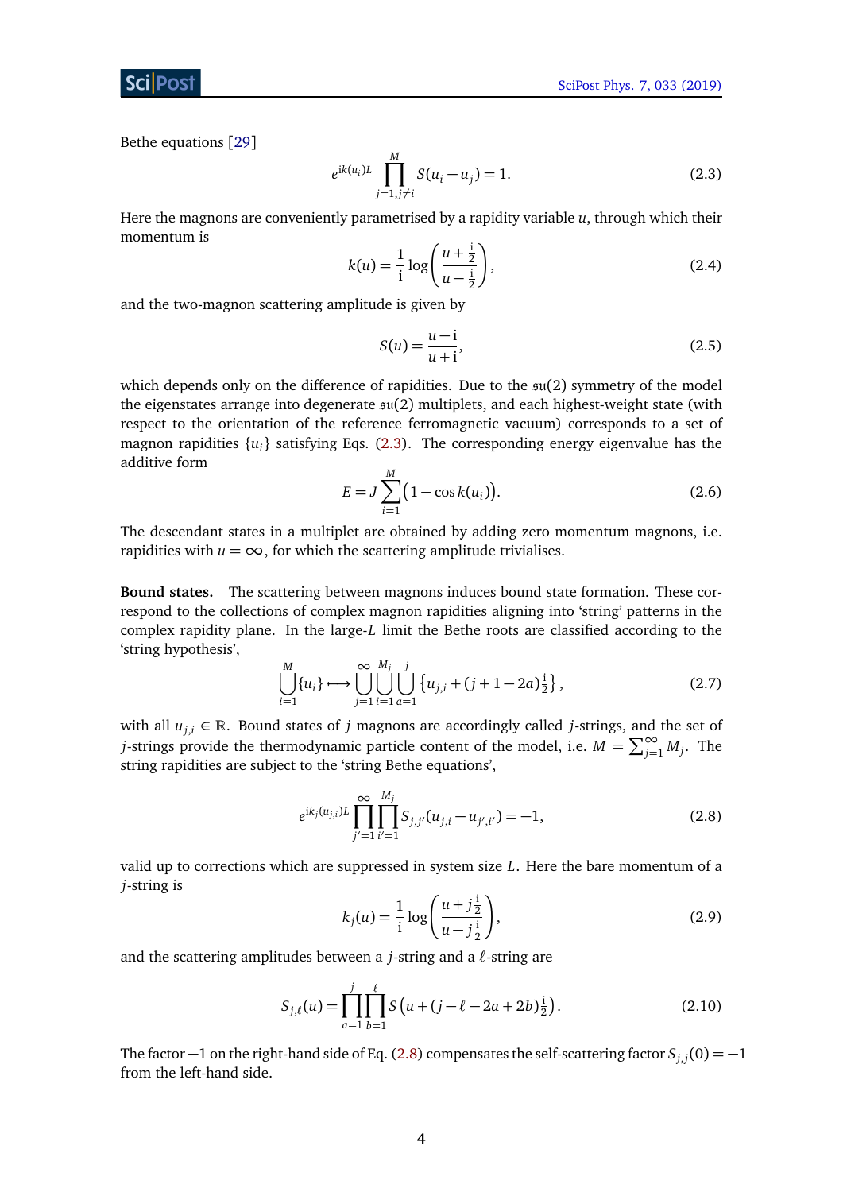Bethe equations [29]

$$e^{\mathrm{i}k(u_i)L}\prod_{j=1,j\neq i}^{M} S(u_i-u_j)=1. \tag{2.3}$$

Here the magnons are conveniently parametrised by a rapidity variable $u$, through which their momentum is

$$k(u)=\frac{1}{\mathrm{i}}\log\left(\frac{u+\frac{\mathrm{i}}{2}}{u-\frac{\mathrm{i}}{2}}\right), \tag{2.4}$$

and the two-magnon scattering amplitude is given by

$$S(u)=\frac{u-\mathrm{i}}{u+\mathrm{i}}, \tag{2.5}$$

which depends only on the difference of rapidities. Due to the $\mathfrak{su}(2)$ symmetry of the model the eigenstates arrange into degenerate $\mathfrak{su}(2)$ multiplets, and each highest-weight state (with respect to the orientation of the reference ferromagnetic vacuum) corresponds to a set of magnon rapidities $\{u_i\}$ satisfying Eqs. (2.3). The corresponding energy eigenvalue has the additive form

$$E=J\sum_{i=1}^{M}\big(1-\cos k(u_i)\big). \tag{2.6}$$

The descendant states in a multiplet are obtained by adding zero momentum magnons, i.e. rapidities with $u=\infty$, for which the scattering amplitude trivialises.

**Bound states.** The scattering between magnons induces bound state formation. These correspond to the collections of complex magnon rapidities aligning into 'string' patterns in the complex rapidity plane. In the large-$L$ limit the Bethe roots are classified according to the 'string hypothesis',

$$\bigcup_{i=1}^{M}\{u_i\}\longmapsto\bigcup_{j=1}^{\infty}\bigcup_{i=1}^{M_j}\bigcup_{a=1}^{j}\left\{u_{j,i}+(j+1-2a)\tfrac{\mathrm{i}}{2}\right\}, \tag{2.7}$$

with all $u_{j,i}\in\mathbb{R}$. Bound states of $j$ magnons are accordingly called $j$-strings, and the set of $j$-strings provide the thermodynamic particle content of the model, i.e. $M=\sum_{j=1}^{\infty}M_j$. The string rapidities are subject to the 'string Bethe equations',

$$e^{\mathrm{i}k_j(u_{j,i})L}\prod_{j'=1}^{\infty}\prod_{i'=1}^{M_j}S_{j,j'}(u_{j,i}-u_{j',i'})=-1, \tag{2.8}$$

valid up to corrections which are suppressed in system size $L$. Here the bare momentum of a $j$-string is

$$k_j(u)=\frac{1}{\mathrm{i}}\log\left(\frac{u+j\frac{\mathrm{i}}{2}}{u-j\frac{\mathrm{i}}{2}}\right), \tag{2.9}$$

and the scattering amplitudes between a $j$-string and a $\ell$-string are

$$S_{j,\ell}(u)=\prod_{a=1}^{j}\prod_{b=1}^{\ell}S\left(u+(j-\ell-2a+2b)\tfrac{\mathrm{i}}{2}\right). \tag{2.10}$$

The factor $-1$ on the right-hand side of Eq. (2.8) compensates the self-scattering factor $S_{j,j}(0)=-1$ from the left-hand side.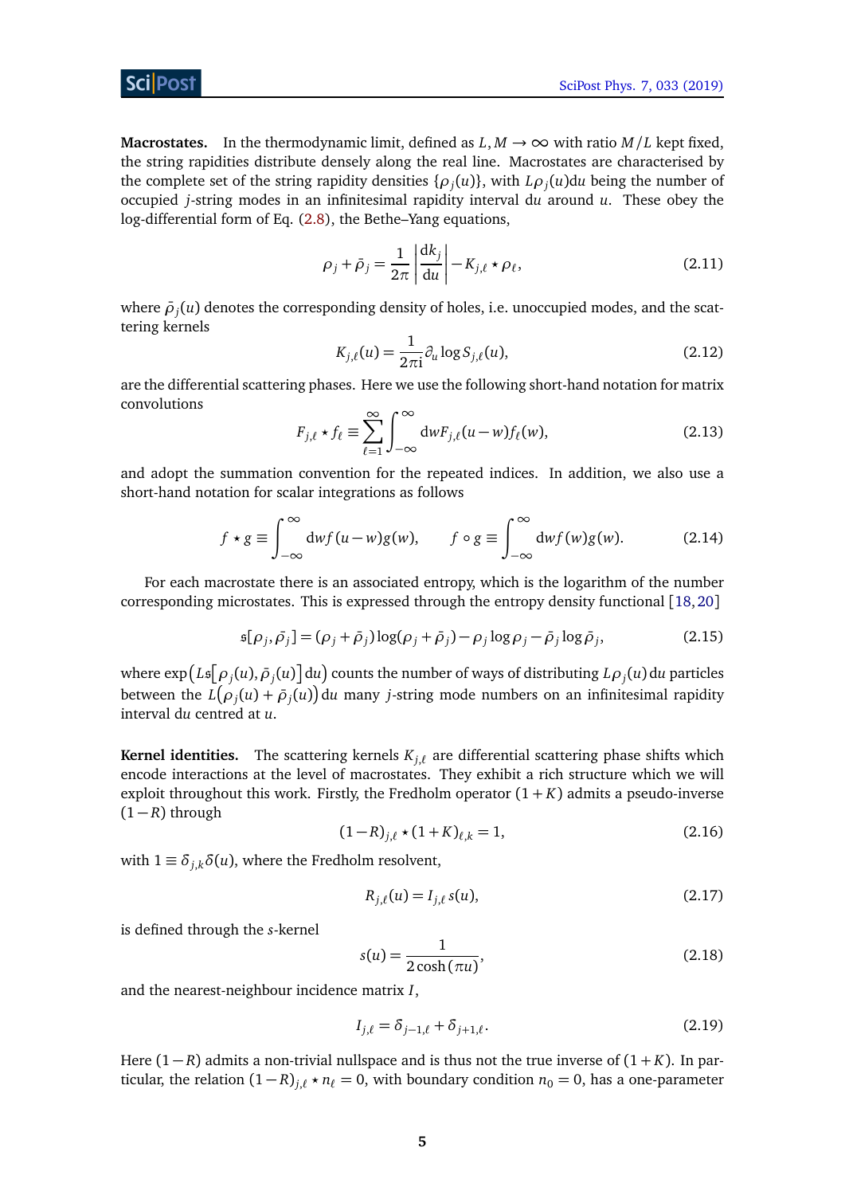**Macrostates.** In the thermodynamic limit, defined as $L, M \to \infty$ with ratio $M/L$ kept fixed, the string rapidities distribute densely along the real line. Macrostates are characterised by the complete set of the string rapidity densities $\{\rho_j(u)\}$, with $L\rho_j(u)\mathrm{d}u$ being the number of occupied $j$-string modes in an infinitesimal rapidity interval $\mathrm{d}u$ around $u$. These obey the log-differential form of Eq. (2.8), the Bethe–Yang equations,

$$\rho_j + \bar{\rho}_j = \frac{1}{2\pi}\left|\frac{\mathrm{d}k_j}{\mathrm{d}u}\right| - K_{j,\ell} \star \rho_\ell, \tag{2.11}$$

where $\bar{\rho}_j(u)$ denotes the corresponding density of holes, i.e. unoccupied modes, and the scattering kernels

$$K_{j,\ell}(u) = \frac{1}{2\pi\mathrm{i}}\partial_u \log S_{j,\ell}(u), \tag{2.12}$$

are the differential scattering phases. Here we use the following short-hand notation for matrix convolutions

$$F_{j,\ell} \star f_\ell \equiv \sum_{\ell=1}^{\infty}\int_{-\infty}^{\infty} \mathrm{d}w F_{j,\ell}(u-w) f_\ell(w), \tag{2.13}$$

and adopt the summation convention for the repeated indices. In addition, we also use a short-hand notation for scalar integrations as follows

$$f \star g \equiv \int_{-\infty}^{\infty} \mathrm{d}w f(u-w) g(w), \qquad f \circ g \equiv \int_{-\infty}^{\infty} \mathrm{d}w f(w) g(w). \tag{2.14}$$

For each macrostate there is an associated entropy, which is the logarithm of the number corresponding microstates. This is expressed through the entropy density functional [18, 20]

$$\mathfrak{s}[\rho_j, \bar{\rho}_j] = (\rho_j + \bar{\rho}_j)\log(\rho_j + \bar{\rho}_j) - \rho_j \log \rho_j - \bar{\rho}_j \log \bar{\rho}_j, \tag{2.15}$$

where $\exp\big(L\mathfrak{s}\big[\rho_j(u), \bar{\rho}_j(u)\big]\mathrm{d}u\big)$ counts the number of ways of distributing $L\rho_j(u)\,\mathrm{d}u$ particles between the $L\big(\rho_j(u) + \bar{\rho}_j(u)\big)\,\mathrm{d}u$ many $j$-string mode numbers on an infinitesimal rapidity interval $\mathrm{d}u$ centred at $u$.

**Kernel identities.** The scattering kernels $K_{j,\ell}$ are differential scattering phase shifts which encode interactions at the level of macrostates. They exhibit a rich structure which we will exploit throughout this work. Firstly, the Fredholm operator $(1+K)$ admits a pseudo-inverse $(1-R)$ through

$$(1-R)_{j,\ell} \star (1+K)_{\ell,k} = 1, \tag{2.16}$$

with $1 \equiv \delta_{j,k}\delta(u)$, where the Fredholm resolvent,

$$R_{j,\ell}(u) = I_{j,\ell}\, s(u), \tag{2.17}$$

is defined through the $s$-kernel

$$s(u) = \frac{1}{2\cosh(\pi u)}, \tag{2.18}$$

and the nearest-neighbour incidence matrix $I$,

$$I_{j,\ell} = \delta_{j-1,\ell} + \delta_{j+1,\ell}. \tag{2.19}$$

Here $(1-R)$ admits a non-trivial nullspace and is thus not the true inverse of $(1+K)$. In particular, the relation $(1-R)_{j,\ell} \star n_\ell = 0$, with boundary condition $n_0 = 0$, has a one-parameter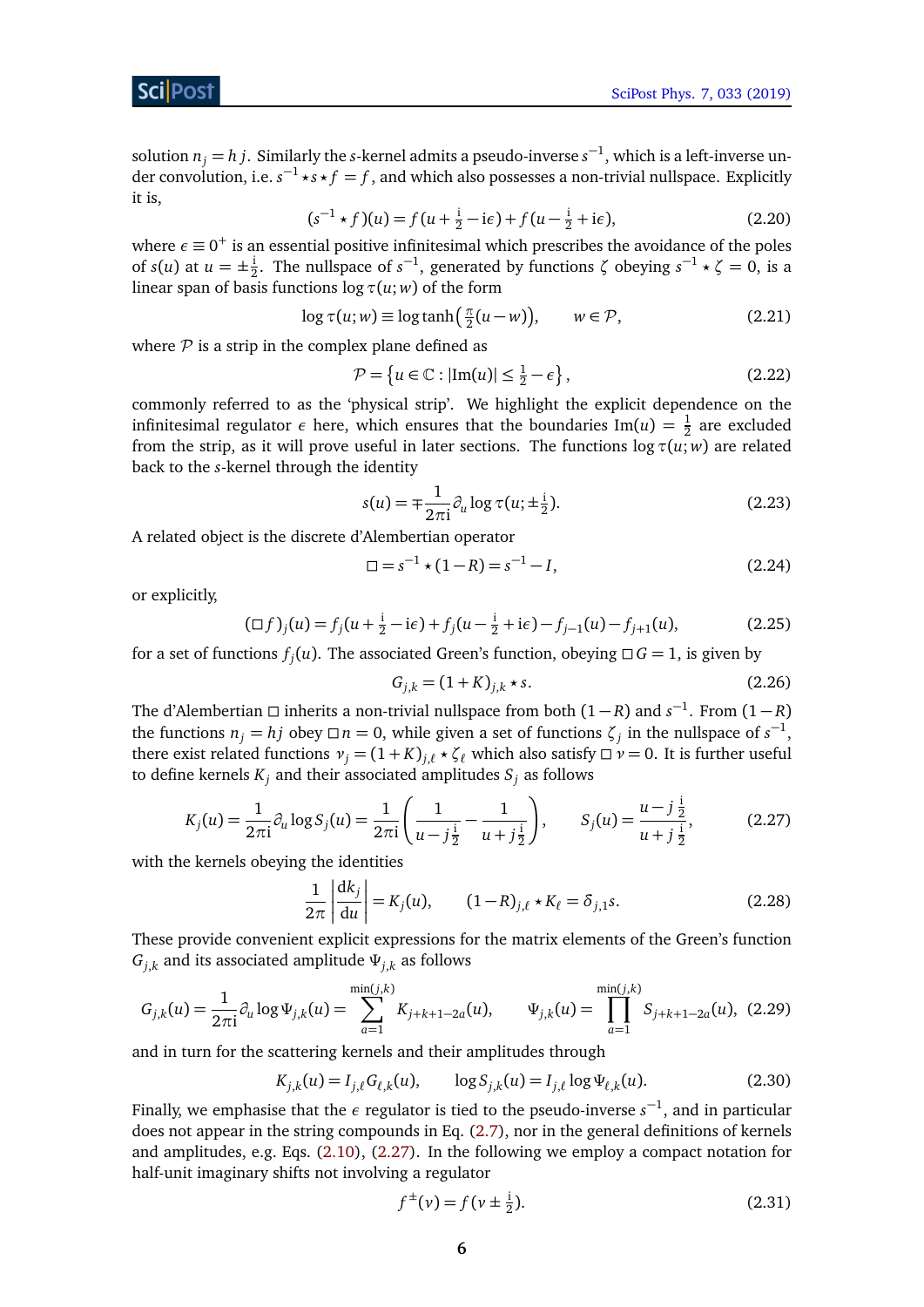solution $n_j = h\,j$. Similarly the $s$-kernel admits a pseudo-inverse $s^{-1}$, which is a left-inverse under convolution, i.e. $s^{-1} \star s \star f = f$, and which also possesses a non-trivial nullspace. Explicitly it is,

$$(s^{-1} \star f)(u) = f(u + \tfrac{\mathrm{i}}{2} - \mathrm{i}\epsilon) + f(u - \tfrac{\mathrm{i}}{2} + \mathrm{i}\epsilon), \tag{2.20}$$

where $\epsilon \equiv 0^+$ is an essential positive infinitesimal which prescribes the avoidance of the poles of $s(u)$ at $u = \pm\frac{\mathrm{i}}{2}$. The nullspace of $s^{-1}$, generated by functions $\zeta$ obeying $s^{-1} \star \zeta = 0$, is a linear span of basis functions $\log \tau(u;w)$ of the form

$$\log \tau(u;w) \equiv \log \tanh\bigl(\tfrac{\pi}{2}(u-w)\bigr), \qquad w \in \mathcal{P}, \tag{2.21}$$

where $\mathcal{P}$ is a strip in the complex plane defined as

$$\mathcal{P} = \left\{ u \in \mathbb{C} : |\mathrm{Im}(u)| \leq \tfrac{1}{2} - \epsilon \right\}, \tag{2.22}$$

commonly referred to as the 'physical strip'. We highlight the explicit dependence on the infinitesimal regulator $\epsilon$ here, which ensures that the boundaries $\mathrm{Im}(u) = \frac{1}{2}$ are excluded from the strip, as it will prove useful in later sections. The functions $\log \tau(u;w)$ are related back to the $s$-kernel through the identity

$$s(u) = \mp \frac{1}{2\pi\mathrm{i}} \partial_u \log \tau(u; \pm\tfrac{\mathrm{i}}{2}). \tag{2.23}$$

A related object is the discrete d'Alembertian operator

$$\Box = s^{-1} \star (1-R) = s^{-1} - I, \tag{2.24}$$

or explicitly,

$$(\Box f)_j(u) = f_j(u + \tfrac{\mathrm{i}}{2} - \mathrm{i}\epsilon) + f_j(u - \tfrac{\mathrm{i}}{2} + \mathrm{i}\epsilon) - f_{j-1}(u) - f_{j+1}(u), \tag{2.25}$$

for a set of functions $f_j(u)$. The associated Green's function, obeying $\Box G = 1$, is given by

$$G_{j,k} = (1+K)_{j,k} \star s. \tag{2.26}$$

The d'Alembertian $\Box$ inherits a non-trivial nullspace from both $(1-R)$ and $s^{-1}$. From $(1-R)$ the functions $n_j = hj$ obey $\Box n = 0$, while given a set of functions $\zeta_j$ in the nullspace of $s^{-1}$, there exist related functions $\nu_j = (1+K)_{j,\ell} \star \zeta_\ell$ which also satisfy $\Box \nu = 0$. It is further useful to define kernels $K_j$ and their associated amplitudes $S_j$ as follows

$$K_j(u) = \frac{1}{2\pi\mathrm{i}} \partial_u \log S_j(u) = \frac{1}{2\pi\mathrm{i}} \left( \frac{1}{u - j\frac{\mathrm{i}}{2}} - \frac{1}{u + j\frac{\mathrm{i}}{2}} \right), \qquad S_j(u) = \frac{u - j\frac{\mathrm{i}}{2}}{u + j\frac{\mathrm{i}}{2}}, \tag{2.27}$$

with the kernels obeying the identities

$$\frac{1}{2\pi}\left|\frac{\mathrm{d}k_j}{\mathrm{d}u}\right| = K_j(u), \qquad (1-R)_{j,\ell} \star K_\ell = \delta_{j,1} s. \tag{2.28}$$

These provide convenient explicit expressions for the matrix elements of the Green's function $G_{j,k}$ and its associated amplitude $\Psi_{j,k}$ as follows

$$G_{j,k}(u) = \frac{1}{2\pi\mathrm{i}} \partial_u \log \Psi_{j,k}(u) = \sum_{a=1}^{\min(j,k)} K_{j+k+1-2a}(u), \qquad \Psi_{j,k}(u) = \prod_{a=1}^{\min(j,k)} S_{j+k+1-2a}(u), \tag{2.29}$$

and in turn for the scattering kernels and their amplitudes through

$$K_{j,k}(u) = I_{j,\ell} G_{\ell,k}(u), \qquad \log S_{j,k}(u) = I_{j,\ell} \log \Psi_{\ell,k}(u). \tag{2.30}$$

Finally, we emphasise that the $\epsilon$ regulator is tied to the pseudo-inverse $s^{-1}$, and in particular does not appear in the string compounds in Eq. (2.7), nor in the general definitions of kernels and amplitudes, e.g. Eqs. (2.10), (2.27). In the following we employ a compact notation for half-unit imaginary shifts not involving a regulator

$$f^{\pm}(v) = f(v \pm \tfrac{\mathrm{i}}{2}). \tag{2.31}$$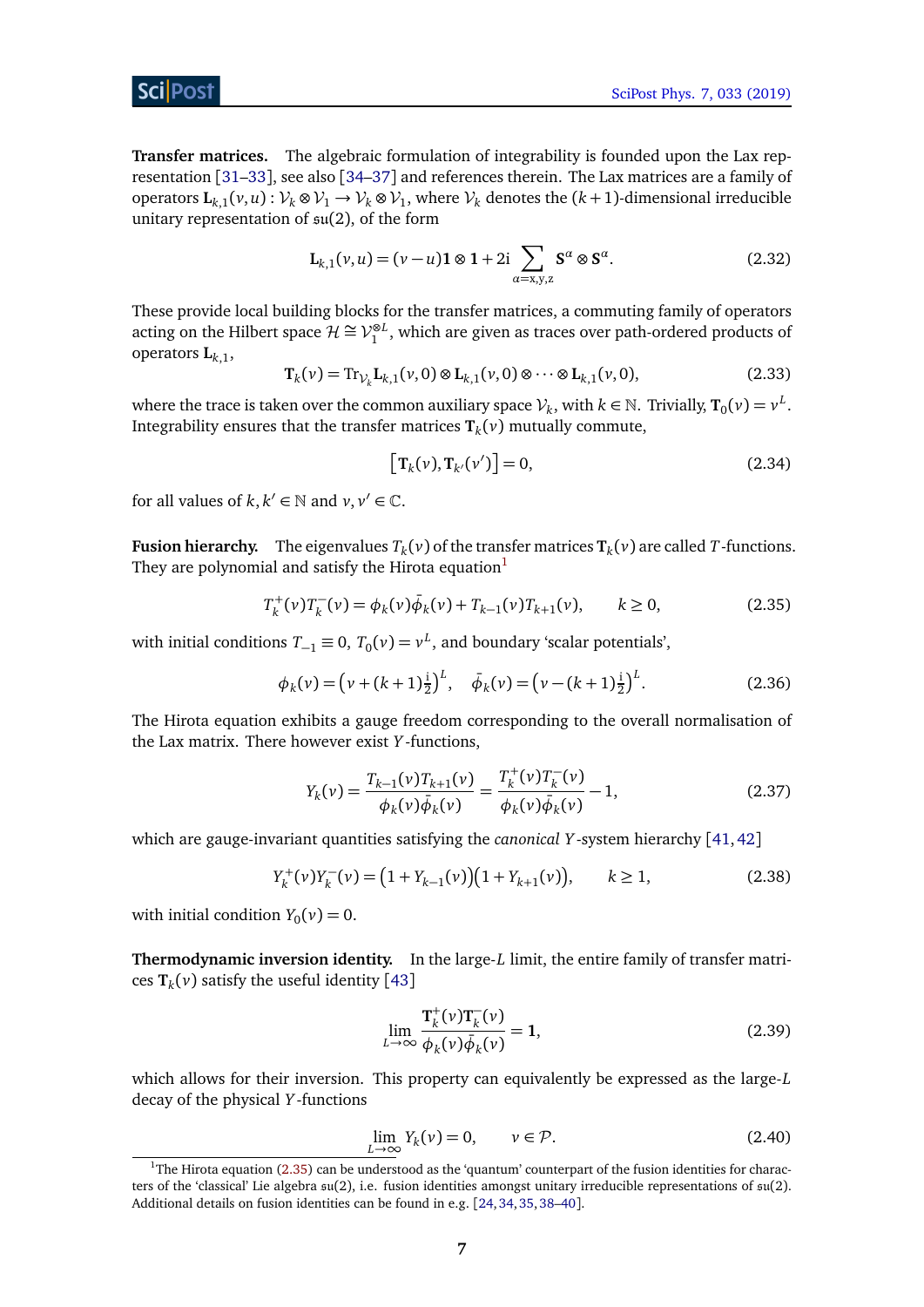**Transfer matrices.** The algebraic formulation of integrability is founded upon the Lax representation [31–33], see also [34–37] and references therein. The Lax matrices are a family of operators $\mathbf{L}_{k,1}(v,u) : \mathcal{V}_k \otimes \mathcal{V}_1 \to \mathcal{V}_k \otimes \mathcal{V}_1$, where $\mathcal{V}_k$ denotes the $(k+1)$-dimensional irreducible unitary representation of $\mathfrak{su}(2)$, of the form

$$\mathbf{L}_{k,1}(v,u) = (v-u)\mathbf{1}\otimes\mathbf{1} + 2\mathrm{i}\sum_{\alpha=\mathrm{x,y,z}} \mathbf{S}^{\alpha}\otimes\mathbf{S}^{\alpha}. \tag{2.32}$$

These provide local building blocks for the transfer matrices, a commuting family of operators acting on the Hilbert space $\mathcal{H} \cong \mathcal{V}_1^{\otimes L}$, which are given as traces over path-ordered products of operators $\mathbf{L}_{k,1}$,

$$\mathbf{T}_k(v) = \mathrm{Tr}_{\mathcal{V}_k} \mathbf{L}_{k,1}(v,0)\otimes\mathbf{L}_{k,1}(v,0)\otimes\cdots\otimes\mathbf{L}_{k,1}(v,0), \tag{2.33}$$

where the trace is taken over the common auxiliary space $\mathcal{V}_k$, with $k \in \mathbb{N}$. Trivially, $\mathbf{T}_0(v) = v^L$. Integrability ensures that the transfer matrices $\mathbf{T}_k(v)$ mutually commute,

$$\left[\mathbf{T}_k(v), \mathbf{T}_{k'}(v')\right] = 0, \tag{2.34}$$

for all values of $k, k' \in \mathbb{N}$ and $v, v' \in \mathbb{C}$.

**Fusion hierarchy.** The eigenvalues $T_k(v)$ of the transfer matrices $\mathbf{T}_k(v)$ are called $T$-functions. They are polynomial and satisfy the Hirota equation[1]

$$T_k^+(v)T_k^-(v) = \phi_k(v)\bar{\phi}_k(v) + T_{k-1}(v)T_{k+1}(v), \qquad k \geq 0, \tag{2.35}$$

with initial conditions $T_{-1} \equiv 0$, $T_0(v) = v^L$, and boundary 'scalar potentials',

$$\phi_k(v) = \left(v + (k+1)\tfrac{\mathrm{i}}{2}\right)^L, \quad \bar{\phi}_k(v) = \left(v - (k+1)\tfrac{\mathrm{i}}{2}\right)^L. \tag{2.36}$$

The Hirota equation exhibits a gauge freedom corresponding to the overall normalisation of the Lax matrix. There however exist $Y$-functions,

$$Y_k(v) = \frac{T_{k-1}(v)T_{k+1}(v)}{\phi_k(v)\bar{\phi}_k(v)} = \frac{T_k^+(v)T_k^-(v)}{\phi_k(v)\bar{\phi}_k(v)} - 1, \tag{2.37}$$

which are gauge-invariant quantities satisfying the *canonical* $Y$-system hierarchy [41,42]

$$Y_k^+(v)Y_k^-(v) = \left(1 + Y_{k-1}(v)\right)\left(1 + Y_{k+1}(v)\right), \qquad k \geq 1, \tag{2.38}$$

with initial condition $Y_0(v) = 0$.

**Thermodynamic inversion identity.** In the large-$L$ limit, the entire family of transfer matrices $\mathbf{T}_k(v)$ satisfy the useful identity [43]

$$\lim_{L\to\infty} \frac{\mathbf{T}_k^+(v)\mathbf{T}_k^-(v)}{\phi_k(v)\bar{\phi}_k(v)} = \mathbf{1}, \tag{2.39}$$

which allows for their inversion. This property can equivalently be expressed as the large-$L$ decay of the physical $Y$-functions

$$\lim_{L\to\infty} Y_k(v) = 0, \qquad v \in \mathcal{P}. \tag{2.40}$$

---

[1] The Hirota equation (2.35) can be understood as the 'quantum' counterpart of the fusion identities for characters of the 'classical' Lie algebra $\mathfrak{su}(2)$, i.e. fusion identities amongst unitary irreducible representations of $\mathfrak{su}(2)$. Additional details on fusion identities can be found in e.g. [24,34,35,38–40].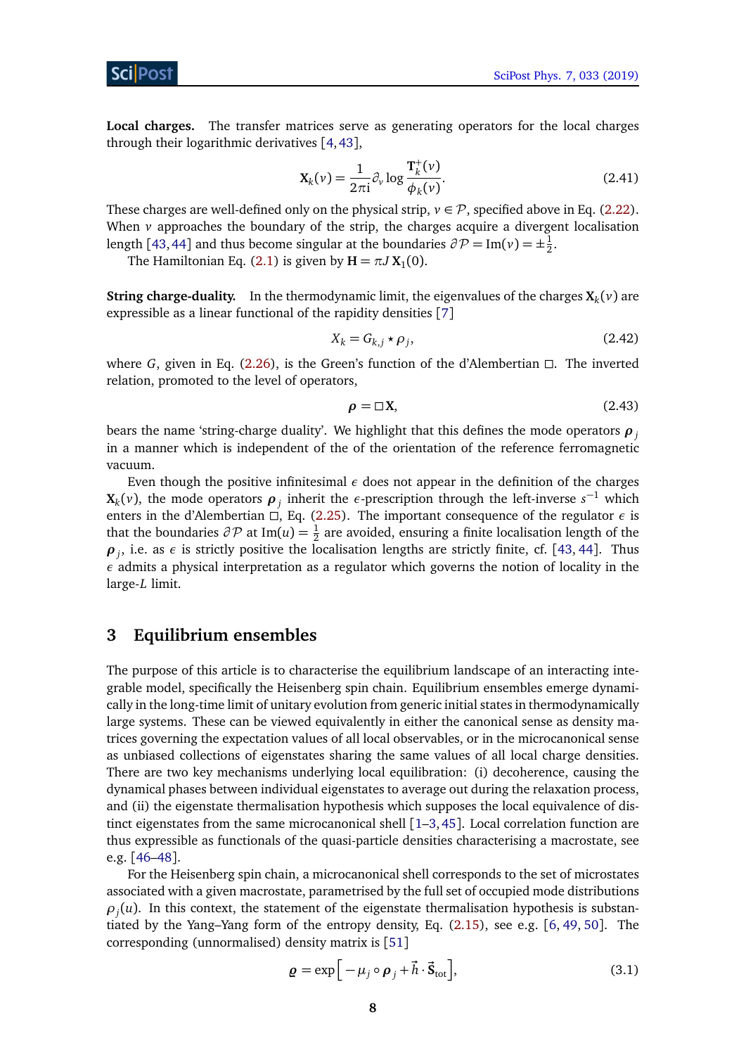**Local charges.** The transfer matrices serve as generating operators for the local charges through their logarithmic derivatives [4, 43],

$$\mathbf{X}_k(v) = \frac{1}{2\pi\mathrm{i}}\partial_v \log \frac{\mathbf{T}_k^+(v)}{\phi_k(v)}. \tag{2.41}$$

These charges are well-defined only on the physical strip, $v \in \mathcal{P}$, specified above in Eq. (2.22). When $v$ approaches the boundary of the strip, the charges acquire a divergent localisation length [43, 44] and thus become singular at the boundaries $\partial\mathcal{P} = \mathrm{Im}(v) = \pm\frac{1}{2}$.

The Hamiltonian Eq. (2.1) is given by $\mathbf{H} = \pi J\, \mathbf{X}_1(0)$.

**String charge-duality.** In the thermodynamic limit, the eigenvalues of the charges $\mathbf{X}_k(v)$ are expressible as a linear functional of the rapidity densities [7]

$$X_k = G_{k,j} \star \rho_j, \tag{2.42}$$

where $G$, given in Eq. (2.26), is the Green's function of the d'Alembertian $\square$. The inverted relation, promoted to the level of operators,

$$\boldsymbol{\rho} = \square \mathbf{X}, \tag{2.43}$$

bears the name 'string-charge duality'. We highlight that this defines the mode operators $\boldsymbol{\rho}_j$ in a manner which is independent of the of the orientation of the reference ferromagnetic vacuum.

Even though the positive infinitesimal $\epsilon$ does not appear in the definition of the charges $\mathbf{X}_k(v)$, the mode operators $\boldsymbol{\rho}_j$ inherit the $\epsilon$-prescription through the left-inverse $s^{-1}$ which enters in the d'Alembertian $\square$, Eq. (2.25). The important consequence of the regulator $\epsilon$ is that the boundaries $\partial\mathcal{P}$ at $\mathrm{Im}(u) = \frac{1}{2}$ are avoided, ensuring a finite localisation length of the $\boldsymbol{\rho}_j$, i.e. as $\epsilon$ is strictly positive the localisation lengths are strictly finite, cf. [43, 44]. Thus $\epsilon$ admits a physical interpretation as a regulator which governs the notion of locality in the large-$L$ limit.

## 3 Equilibrium ensembles

The purpose of this article is to characterise the equilibrium landscape of an interacting integrable model, specifically the Heisenberg spin chain. Equilibrium ensembles emerge dynamically in the long-time limit of unitary evolution from generic initial states in thermodynamically large systems. These can be viewed equivalently in either the canonical sense as density matrices governing the expectation values of all local observables, or in the microcanonical sense as unbiased collections of eigenstates sharing the same values of all local charge densities. There are two key mechanisms underlying local equilibration: (i) decoherence, causing the dynamical phases between individual eigenstates to average out during the relaxation process, and (ii) the eigenstate thermalisation hypothesis which supposes the local equivalence of distinct eigenstates from the same microcanonical shell [1–3, 45]. Local correlation function are thus expressible as functionals of the quasi-particle densities characterising a macrostate, see e.g. [46–48].

For the Heisenberg spin chain, a microcanonical shell corresponds to the set of microstates associated with a given macrostate, parametrised by the full set of occupied mode distributions $\rho_j(u)$. In this context, the statement of the eigenstate thermalisation hypothesis is substantiated by the Yang–Yang form of the entropy density, Eq. (2.15), see e.g. [6, 49, 50]. The corresponding (unnormalised) density matrix is [51]

$$\boldsymbol{\varrho} = \exp\Big[-\mu_j \circ \boldsymbol{\rho}_j + \vec{h}\cdot\vec{\mathbf{S}}_{\mathrm{tot}}\Big], \tag{3.1}$$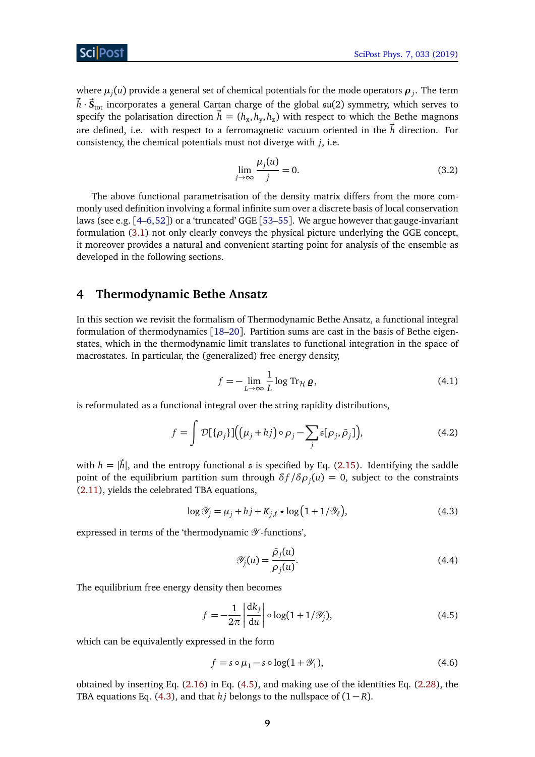where $\mu_j(u)$ provide a general set of chemical potentials for the mode operators $\boldsymbol{\rho}_j$. The term $\vec{h}\cdot\vec{\mathbf{S}}_{\rm tot}$ incorporates a general Cartan charge of the global $\mathfrak{su}(2)$ symmetry, which serves to specify the polarisation direction $\vec{h} = (h_x, h_y, h_z)$ with respect to which the Bethe magnons are defined, i.e. with respect to a ferromagnetic vacuum oriented in the $\vec{h}$ direction. For consistency, the chemical potentials must not diverge with $j$, i.e.

$$\lim_{j\to\infty} \frac{\mu_j(u)}{j} = 0. \tag{3.2}$$

The above functional parametrisation of the density matrix differs from the more commonly used definition involving a formal infinite sum over a discrete basis of local conservation laws (see e.g. [4–6,52]) or a 'truncated' GGE [53–55]. We argue however that gauge-invariant formulation (3.1) not only clearly conveys the physical picture underlying the GGE concept, it moreover provides a natural and convenient starting point for analysis of the ensemble as developed in the following sections.

# 4 Thermodynamic Bethe Ansatz

In this section we revisit the formalism of Thermodynamic Bethe Ansatz, a functional integral formulation of thermodynamics [18–20]. Partition sums are cast in the basis of Bethe eigenstates, which in the thermodynamic limit translates to functional integration in the space of macrostates. In particular, the (generalized) free energy density,

$$f = -\lim_{L\to\infty} \frac{1}{L} \log {\rm Tr}_{\mathcal{H}}\, \boldsymbol{\varrho}, \tag{4.1}$$

is reformulated as a functional integral over the string rapidity distributions,

$$f = \int \mathcal{D}[\{\rho_j\}]\Big((\mu_j + hj)\circ\rho_j - \sum_j \mathfrak{s}[\rho_j,\bar{\rho}_j]\Big), \tag{4.2}$$

with $h = |\vec{h}|$, and the entropy functional $\mathfrak{s}$ is specified by Eq. (2.15). Identifying the saddle point of the equilibrium partition sum through $\delta f/\delta\rho_j(u) = 0$, subject to the constraints (2.11), yields the celebrated TBA equations,

$$\log\mathscr{Y}_j = \mu_j + hj + K_{j,\ell}\star\log\big(1+1/\mathscr{Y}_\ell\big), \tag{4.3}$$

expressed in terms of the 'thermodynamic $\mathscr{Y}$-functions',

$$\mathscr{Y}_j(u) = \frac{\bar{\rho}_j(u)}{\rho_j(u)}. \tag{4.4}$$

The equilibrium free energy density then becomes

$$f = -\frac{1}{2\pi}\left|\frac{{\rm d}k_j}{{\rm d}u}\right|\circ\log(1+1/\mathscr{Y}_j), \tag{4.5}$$

which can be equivalently expressed in the form

$$f = s\circ\mu_1 - s\circ\log(1+\mathscr{Y}_1), \tag{4.6}$$

obtained by inserting Eq. (2.16) in Eq. (4.5), and making use of the identities Eq. (2.28), the TBA equations Eq. (4.3), and that $hj$ belongs to the nullspace of $(1-R)$.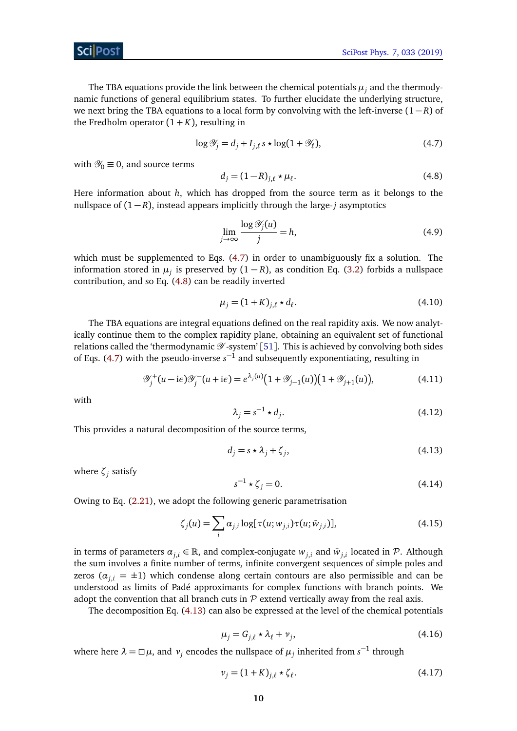The TBA equations provide the link between the chemical potentials $\mu_j$ and the thermodynamic functions of general equilibrium states. To further elucidate the underlying structure, we next bring the TBA equations to a local form by convolving with the left-inverse $(1-R)$ of the Fredholm operator $(1+K)$, resulting in

$$\log \mathscr{Y}_j = d_j + I_{j,\ell}\, s \star \log(1+\mathscr{Y}_\ell), \tag{4.7}$$

with $\mathscr{Y}_0 \equiv 0$, and source terms

$$d_j = (1-R)_{j,\ell} \star \mu_\ell. \tag{4.8}$$

Here information about $h$, which has dropped from the source term as it belongs to the nullspace of $(1-R)$, instead appears implicitly through the large-$j$ asymptotics

$$\lim_{j\to\infty} \frac{\log \mathscr{Y}_j(u)}{j} = h, \tag{4.9}$$

which must be supplemented to Eqs. (4.7) in order to unambiguously fix a solution. The information stored in $\mu_j$ is preserved by $(1-R)$, as condition Eq. (3.2) forbids a nullspace contribution, and so Eq. (4.8) can be readily inverted

$$\mu_j = (1+K)_{j,\ell} \star d_\ell. \tag{4.10}$$

The TBA equations are integral equations defined on the real rapidity axis. We now analytically continue them to the complex rapidity plane, obtaining an equivalent set of functional relations called the 'thermodynamic $\mathscr{Y}$-system' [51]. This is achieved by convolving both sides of Eqs. (4.7) with the pseudo-inverse $s^{-1}$ and subsequently exponentiating, resulting in

$$\mathscr{Y}_j^+(u-\mathrm{i}\epsilon)\mathscr{Y}_j^-(u+\mathrm{i}\epsilon) = e^{\lambda_j(u)}\big(1+\mathscr{Y}_{j-1}(u)\big)\big(1+\mathscr{Y}_{j+1}(u)\big), \tag{4.11}$$

with

$$\lambda_j = s^{-1} \star d_j. \tag{4.12}$$

This provides a natural decomposition of the source terms,

$$d_j = s \star \lambda_j + \zeta_j, \tag{4.13}$$

where $\zeta_j$ satisfy

$$s^{-1} \star \zeta_j = 0. \tag{4.14}$$

Owing to Eq. (2.21), we adopt the following generic parametrisation

$$\zeta_j(u) = \sum_i \alpha_{j,i} \log[\tau(u;w_{j,i})\tau(u;\bar{w}_{j,i})], \tag{4.15}$$

in terms of parameters $\alpha_{j,i} \in \mathbb{R}$, and complex-conjugate $w_{j,i}$ and $\bar{w}_{j,i}$ located in $\mathcal{P}$. Although the sum involves a finite number of terms, infinite convergent sequences of simple poles and zeros ($\alpha_{j,i} = \pm 1$) which condense along certain contours are also permissible and can be understood as limits of Padé approximants for complex functions with branch points. We adopt the convention that all branch cuts in $\mathcal{P}$ extend vertically away from the real axis.

The decomposition Eq. (4.13) can also be expressed at the level of the chemical potentials

$$\mu_j = G_{j,\ell} \star \lambda_\ell + \nu_j, \tag{4.16}$$

where here $\lambda = \Box\mu$, and $\nu_j$ encodes the nullspace of $\mu_j$ inherited from $s^{-1}$ through

$$\nu_j = (1+K)_{j,\ell} \star \zeta_\ell. \tag{4.17}$$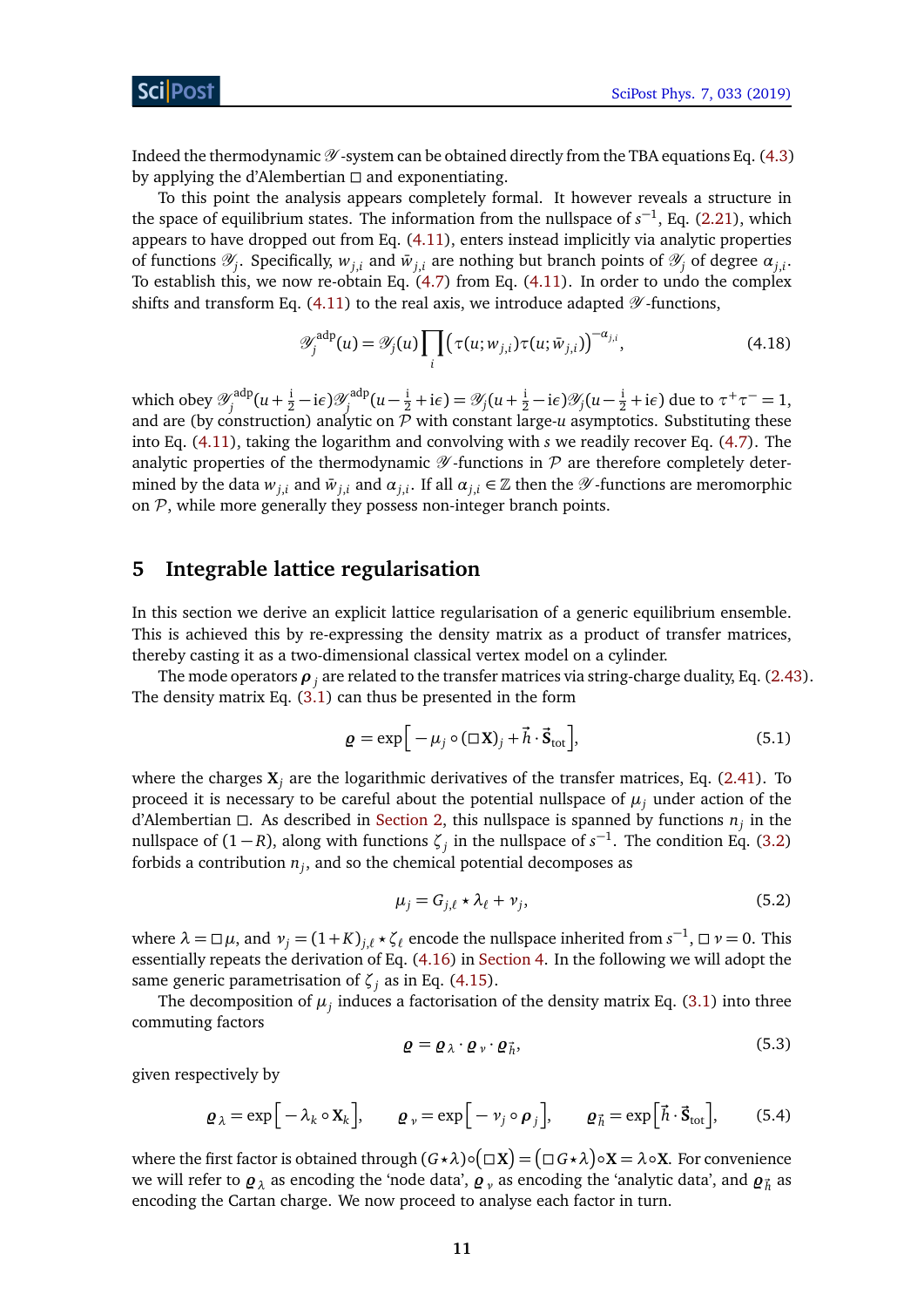Indeed the thermodynamic $\mathscr{Y}$-system can be obtained directly from the TBA equations Eq. (4.3) by applying the d'Alembertian $\square$ and exponentiating.

To this point the analysis appears completely formal. It however reveals a structure in the space of equilibrium states. The information from the nullspace of $s^{-1}$, Eq. (2.21), which appears to have dropped out from Eq. (4.11), enters instead implicitly via analytic properties of functions $\mathscr{Y}_j$. Specifically, $w_{j,i}$ and $\bar{w}_{j,i}$ are nothing but branch points of $\mathscr{Y}_j$ of degree $\alpha_{j,i}$. To establish this, we now re-obtain Eq. (4.7) from Eq. (4.11). In order to undo the complex shifts and transform Eq. (4.11) to the real axis, we introduce adapted $\mathscr{Y}$-functions,

$$\mathscr{Y}_j^{\mathrm{adp}}(u) = \mathscr{Y}_j(u) \prod_i \big(\tau(u; w_{j,i})\tau(u; \bar{w}_{j,i})\big)^{-\alpha_{j,i}}, \tag{4.18}$$

which obey $\mathscr{Y}_j^{\mathrm{adp}}(u+\frac{\mathrm{i}}{2}-\mathrm{i}\epsilon)\mathscr{Y}_j^{\mathrm{adp}}(u-\frac{\mathrm{i}}{2}+\mathrm{i}\epsilon) = \mathscr{Y}_j(u+\frac{\mathrm{i}}{2}-\mathrm{i}\epsilon)\mathscr{Y}_j(u-\frac{\mathrm{i}}{2}+\mathrm{i}\epsilon)$ due to $\tau^+\tau^- = 1$, and are (by construction) analytic on $\mathcal{P}$ with constant large-$u$ asymptotics. Substituting these into Eq. (4.11), taking the logarithm and convolving with $s$ we readily recover Eq. (4.7). The analytic properties of the thermodynamic $\mathscr{Y}$-functions in $\mathcal{P}$ are therefore completely determined by the data $w_{j,i}$ and $\bar{w}_{j,i}$ and $\alpha_{j,i}$. If all $\alpha_{j,i} \in \mathbb{Z}$ then the $\mathscr{Y}$-functions are meromorphic on $\mathcal{P}$, while more generally they possess non-integer branch points.

## 5 Integrable lattice regularisation

In this section we derive an explicit lattice regularisation of a generic equilibrium ensemble. This is achieved this by re-expressing the density matrix as a product of transfer matrices, thereby casting it as a two-dimensional classical vertex model on a cylinder.

The mode operators $\boldsymbol{\rho}_j$ are related to the transfer matrices via string-charge duality, Eq. (2.43). The density matrix Eq. (3.1) can thus be presented in the form

$$\boldsymbol{\varrho} = \exp\Big[-\mu_j \circ (\square \mathbf{X})_j + \vec{h}\cdot\vec{\mathbf{S}}_{\mathrm{tot}}\Big], \tag{5.1}$$

where the charges $\mathbf{X}_j$ are the logarithmic derivatives of the transfer matrices, Eq. (2.41). To proceed it is necessary to be careful about the potential nullspace of $\mu_j$ under action of the d'Alembertian $\square$. As described in Section 2, this nullspace is spanned by functions $n_j$ in the nullspace of $(1-R)$, along with functions $\zeta_j$ in the nullspace of $s^{-1}$. The condition Eq. (3.2) forbids a contribution $n_j$, and so the chemical potential decomposes as

$$\mu_j = G_{j,\ell} \star \lambda_\ell + \nu_j, \tag{5.2}$$

where $\lambda = \square \mu$, and $\nu_j = (1+K)_{j,\ell} \star \zeta_\ell$ encode the nullspace inherited from $s^{-1}$, $\square\, \nu = 0$. This essentially repeats the derivation of Eq. (4.16) in Section 4. In the following we will adopt the same generic parametrisation of $\zeta_j$ as in Eq. (4.15).

The decomposition of $\mu_j$ induces a factorisation of the density matrix Eq. (3.1) into three commuting factors

$$\boldsymbol{\varrho} = \boldsymbol{\varrho}_\lambda \cdot \boldsymbol{\varrho}_\nu \cdot \boldsymbol{\varrho}_{\vec{h}}, \tag{5.3}$$

given respectively by

$$\boldsymbol{\varrho}_\lambda = \exp\Big[-\lambda_k \circ \mathbf{X}_k\Big], \qquad \boldsymbol{\varrho}_\nu = \exp\Big[-\nu_j \circ \boldsymbol{\rho}_j\Big], \qquad \boldsymbol{\varrho}_{\vec{h}} = \exp\Big[\vec{h}\cdot\vec{\mathbf{S}}_{\mathrm{tot}}\Big], \tag{5.4}$$

where the first factor is obtained through $(G\star\lambda)\circ(\square\mathbf{X}) = (\square G\star\lambda)\circ\mathbf{X} = \lambda\circ\mathbf{X}$. For convenience we will refer to $\boldsymbol{\varrho}_\lambda$ as encoding the 'node data', $\boldsymbol{\varrho}_\nu$ as encoding the 'analytic data', and $\boldsymbol{\varrho}_{\vec{h}}$ as encoding the Cartan charge. We now proceed to analyse each factor in turn.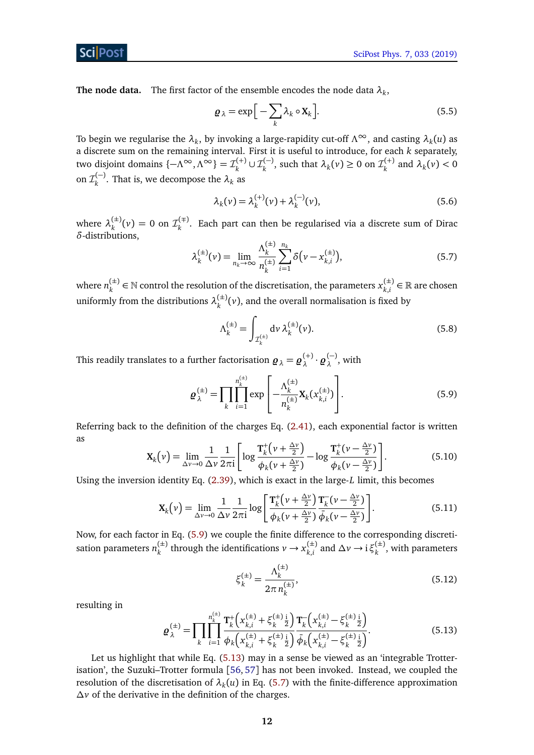**The node data.** The first factor of the ensemble encodes the node data $\lambda_k$,

$$\varrho_\lambda = \exp\Big[-\sum_k \lambda_k \circ \mathbf{X}_k\Big]. \tag{5.5}$$

To begin we regularise the $\lambda_k$, by invoking a large-rapidity cut-off $\Lambda^\infty$, and casting $\lambda_k(u)$ as a discrete sum on the remaining interval. First it is useful to introduce, for each $k$ separately, two disjoint domains $\{-\Lambda^\infty, \Lambda^\infty\} = \mathcal{I}_k^{(+)} \cup \mathcal{I}_k^{(-)}$, such that $\lambda_k(v) \geq 0$ on $\mathcal{I}_k^{(+)}$ and $\lambda_k(v) < 0$ on $\mathcal{I}_k^{(-)}$. That is, we decompose the $\lambda_k$ as

$$\lambda_k(v) = \lambda_k^{(+)}(v) + \lambda_k^{(-)}(v), \tag{5.6}$$

where $\lambda_k^{(\pm)}(v) = 0$ on $\mathcal{I}_k^{(\mp)}$. Each part can then be regularised via a discrete sum of Dirac $\delta$-distributions,

$$\lambda_k^{(\pm)}(v) = \lim_{n_k \to \infty} \frac{\Lambda_k^{(\pm)}}{n_k^{(\pm)}} \sum_{i=1}^{n_k} \delta\big(v - x_{k,i}^{(\pm)}\big), \tag{5.7}$$

where $n_k^{(\pm)} \in \mathbb{N}$ control the resolution of the discretisation, the parameters $x_{k,i}^{(\pm)} \in \mathbb{R}$ are chosen uniformly from the distributions $\lambda_k^{(\pm)}(v)$, and the overall normalisation is fixed by

$$\Lambda_k^{(\pm)} = \int_{\mathcal{I}_k^{(\pm)}} \mathrm{d}v\, \lambda_k^{(\pm)}(v). \tag{5.8}$$

This readily translates to a further factorisation $\varrho_\lambda = \varrho_\lambda^{(+)} \cdot \varrho_\lambda^{(-)}$, with

$$\varrho_\lambda^{(\pm)} = \prod_k \prod_{i=1}^{n_k^{(\pm)}} \exp\left[-\frac{\Lambda_k^{(\pm)}}{n_k^{(\pm)}} \mathbf{X}_k(x_{k,i}^{(\pm)})\right]. \tag{5.9}$$

Referring back to the definition of the charges Eq. (2.41), each exponential factor is written as

$$\mathbf{X}_k(v) = \lim_{\Delta v \to 0} \frac{1}{\Delta v} \frac{1}{2\pi \mathrm{i}} \left[\log \frac{\mathbf{T}_k^+\big(v + \frac{\Delta v}{2}\big)}{\phi_k(v + \frac{\Delta v}{2})} - \log \frac{\mathbf{T}_k^+(v - \frac{\Delta v}{2})}{\phi_k(v - \frac{\Delta v}{2})}\right]. \tag{5.10}$$

Using the inversion identity Eq. (2.39), which is exact in the large-$L$ limit, this becomes

$$\mathbf{X}_k(v) = \lim_{\Delta v \to 0} \frac{1}{\Delta v} \frac{1}{2\pi \mathrm{i}} \log\left[\frac{\mathbf{T}_k^+\big(v + \frac{\Delta v}{2}\big)\, \mathbf{T}_k^-(v - \frac{\Delta v}{2})}{\phi_k(v + \frac{\Delta v}{2})\, \bar{\phi}_k(v - \frac{\Delta v}{2})}\right]. \tag{5.11}$$

Now, for each factor in Eq. (5.9) we couple the finite difference to the corresponding discretisation parameters $n_k^{(\pm)}$ through the identifications $v \to x_{k,i}^{(\pm)}$ and $\Delta v \to \mathrm{i}\,\xi_k^{(\pm)}$, with parameters

$$\xi_k^{(\pm)} = \frac{\Lambda_k^{(\pm)}}{2\pi\, n_k^{(\pm)}}, \tag{5.12}$$

resulting in

$$\varrho_\lambda^{(\pm)} = \prod_k \prod_{i=1}^{n_k^{(\pm)}} \frac{\mathbf{T}_k^+\Big(x_{k,i}^{(\pm)} + \xi_k^{(\pm)} \frac{\mathrm{i}}{2}\Big)}{\phi_k\Big(x_{k,i}^{(\pm)} + \xi_k^{(\pm)} \frac{\mathrm{i}}{2}\Big)} \frac{\mathbf{T}_k^-\Big(x_{k,i}^{(\pm)} - \xi_k^{(\pm)} \frac{\mathrm{i}}{2}\Big)}{\bar{\phi}_k\Big(x_{k,i}^{(\pm)} - \xi_k^{(\pm)} \frac{\mathrm{i}}{2}\Big)}. \tag{5.13}$$

Let us highlight that while Eq. (5.13) may in a sense be viewed as an 'integrable Trotterisation', the Suzuki–Trotter formula [56, 57] has not been invoked. Instead, we coupled the resolution of the discretisation of $\lambda_k(u)$ in Eq. (5.7) with the finite-difference approximation $\Delta v$ of the derivative in the definition of the charges.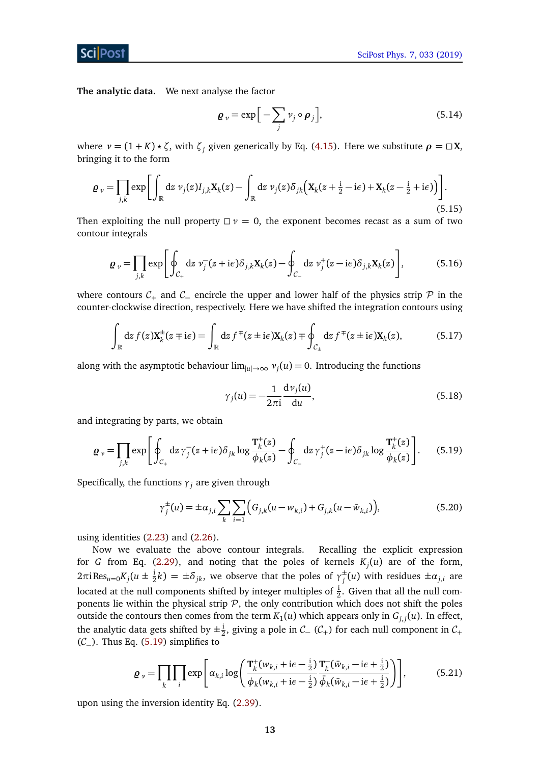**The analytic data.** We next analyse the factor

$$\varrho_{\nu} = \exp\Big[-\sum_{j} \nu_j \circ \boldsymbol{\rho}_j\Big], \tag{5.14}$$

where $\nu = (1+K)\star\zeta$, with $\zeta_j$ given generically by Eq. (4.15). Here we substitute $\boldsymbol{\rho} = \square \mathbf{X}$, bringing it to the form

$$\varrho_{\nu} = \prod_{j,k} \exp\left[\int_{\mathbb{R}} \mathrm{d}z\, \nu_j(z) I_{j,k} \mathbf{X}_k(z) - \int_{\mathbb{R}} \mathrm{d}z\, \nu_j(z)\delta_{jk}\Big(\mathbf{X}_k(z+\tfrac{\mathrm{i}}{2}-\mathrm{i}\epsilon) + \mathbf{X}_k(z-\tfrac{\mathrm{i}}{2}+\mathrm{i}\epsilon)\Big)\right]. \tag{5.15}$$

Then exploiting the null property $\square\, \nu = 0$, the exponent becomes recast as a sum of two contour integrals

$$\varrho_{\nu} = \prod_{j,k} \exp\left[\oint_{\mathcal{C}_+} \mathrm{d}z\, \nu_j^-(z+\mathrm{i}\epsilon)\delta_{j,k}\mathbf{X}_k(z) - \oint_{\mathcal{C}_-} \mathrm{d}z\, \nu_j^+(z-\mathrm{i}\epsilon)\delta_{j,k}\mathbf{X}_k(z)\right], \tag{5.16}$$

where contours $\mathcal{C}_+$ and $\mathcal{C}_-$ encircle the upper and lower half of the physics strip $\mathcal{P}$ in the counter-clockwise direction, respectively. Here we have shifted the integration contours using

$$\int_{\mathbb{R}} \mathrm{d}z\, f(z)\mathbf{X}_k^{\pm}(z\mp \mathrm{i}\epsilon) = \int_{\mathbb{R}} \mathrm{d}z\, f^{\mp}(z\pm \mathrm{i}\epsilon)\mathbf{X}_k(z) \mp \oint_{\mathcal{C}_\pm} \mathrm{d}z\, f^{\mp}(z\pm\mathrm{i}\epsilon)\mathbf{X}_k(z), \tag{5.17}$$

along with the asymptotic behaviour $\lim_{|u|\to\infty} \nu_j(u) = 0$. Introducing the functions

$$\gamma_j(u) = -\frac{1}{2\pi\mathrm{i}}\frac{\mathrm{d}\nu_j(u)}{\mathrm{d}u}, \tag{5.18}$$

and integrating by parts, we obtain

$$\varrho_{\nu} = \prod_{j,k} \exp\left[\oint_{\mathcal{C}_+} \mathrm{d}z\, \gamma_j^-(z+\mathrm{i}\epsilon)\delta_{jk}\log\frac{\mathbf{T}_k^+(z)}{\phi_k(z)} - \oint_{\mathcal{C}_-} \mathrm{d}z\, \gamma_j^+(z-\mathrm{i}\epsilon)\delta_{jk}\log\frac{\mathbf{T}_k^+(z)}{\phi_k(z)}\right]. \tag{5.19}$$

Specifically, the functions $\gamma_j$ are given through

$$\gamma_j^{\pm}(u) = \pm\alpha_{j,i}\sum_{k}\sum_{i=1}\Big(G_{j,k}(u-w_{k,i}) + G_{j,k}(u-\bar{w}_{k,i})\Big), \tag{5.20}$$

using identities (2.23) and (2.26).

Now we evaluate the above contour integrals. Recalling the explicit expression for $G$ from Eq. (2.29), and noting that the poles of kernels $K_j(u)$ are of the form, $2\pi\mathrm{i}\,\mathrm{Res}_{u=0}K_j(u\pm\frac{\mathrm{i}}{2}k) = \pm\delta_{jk}$, we observe that the poles of $\gamma_j^{\pm}(u)$ with residues $\pm\alpha_{j,i}$ are located at the null components shifted by integer multiples of $\frac{\mathrm{i}}{2}$. Given that all the null components lie within the physical strip $\mathcal{P}$, the only contribution which does not shift the poles outside the contours then comes from the term $K_1(u)$ which appears only in $G_{j,j}(u)$. In effect, the analytic data gets shifted by $\pm\frac{\mathrm{i}}{2}$, giving a pole in $\mathcal{C}_-$ ($\mathcal{C}_+$) for each null component in $\mathcal{C}_+$ ($\mathcal{C}_-$). Thus Eq. (5.19) simplifies to

$$\varrho_{\nu} = \prod_{k}\prod_{i}\exp\left[\alpha_{k,i}\log\left(\frac{\mathbf{T}_k^+(w_{k,i}+\mathrm{i}\epsilon-\frac{\mathrm{i}}{2})}{\phi_k(w_{k,i}+\mathrm{i}\epsilon-\frac{\mathrm{i}}{2})}\frac{\mathbf{T}_k^-(\bar{w}_{k,i}-\mathrm{i}\epsilon+\frac{\mathrm{i}}{2})}{\bar{\phi}_k(\bar{w}_{k,i}-\mathrm{i}\epsilon+\frac{\mathrm{i}}{2})}\right)\right], \tag{5.21}$$

upon using the inversion identity Eq. (2.39).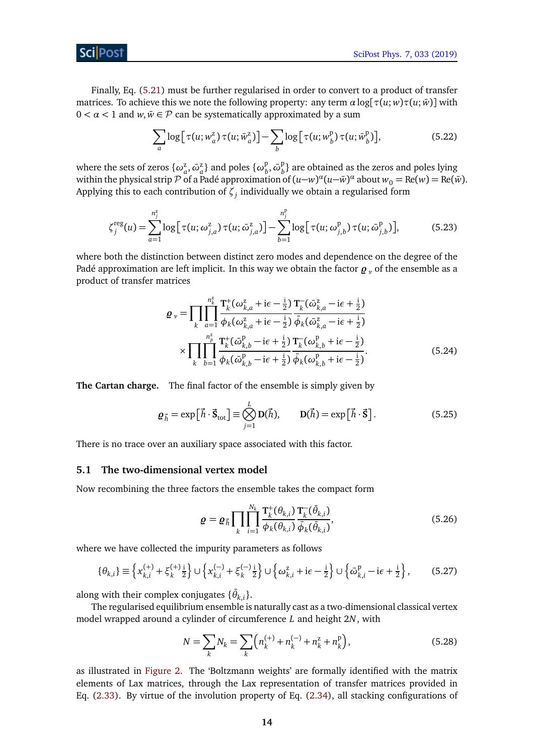Finally, Eq. (5.21) must be further regularised in order to convert to a product of transfer matrices. To achieve this we note the following property: any term $\alpha \log[\tau(u;w)\tau(u;\bar{w})]$ with $0 < \alpha < 1$ and $w, \bar{w} \in \mathcal{P}$ can be systematically approximated by a sum

$$\sum_a \log\left[\tau(u;w_a^{\mathrm{z}})\,\tau(u;\bar{w}_a^{\mathrm{z}})\right] - \sum_b \log\left[\tau(u;w_b^{\mathrm{p}})\,\tau(u;\bar{w}_b^{\mathrm{p}})\right], \tag{5.22}$$

where the sets of zeros $\{\omega_a^{\mathrm{z}}, \bar{\omega}_a^{\mathrm{z}}\}$ and poles $\{\omega_b^{\mathrm{p}}, \bar{\omega}_b^{\mathrm{p}}\}$ are obtained as the zeros and poles lying within the physical strip $\mathcal{P}$ of a Padé approximation of $(u-w)^\alpha(u-\bar{w})^\alpha$ about $w_0 = \mathrm{Re}(w) = \mathrm{Re}(\bar{w})$. Applying this to each contribution of $\zeta_j$ individually we obtain a regularised form

$$\zeta_j^{\mathrm{reg}}(u) = \sum_{a=1}^{n_j^{\mathrm{z}}} \log\left[\tau(u;\omega_{j,a}^{\mathrm{z}})\,\tau(u;\bar{\omega}_{j,a}^{\mathrm{z}})\right] - \sum_{b=1}^{n_j^{\mathrm{p}}} \log\left[\tau(u;\omega_{j,b}^{\mathrm{p}})\,\tau(u;\bar{\omega}_{j,b}^{\mathrm{p}})\right], \tag{5.23}$$

where both the distinction between distinct zero modes and dependence on the degree of the Padé approximation are left implicit. In this way we obtain the factor $\varrho_\nu$ of the ensemble as a product of transfer matrices

$$\begin{aligned}
\varrho_\nu = &\prod_k \prod_{a=1}^{n_k^{\mathrm{z}}} \frac{\mathbf{T}_k^{+}(\omega_{k,a}^{\mathrm{z}} + \mathrm{i}\epsilon - \frac{\mathrm{i}}{2})}{\phi_k(\omega_{k,a}^{\mathrm{z}} + \mathrm{i}\epsilon - \frac{\mathrm{i}}{2})} \frac{\mathbf{T}_k^{-}(\bar{\omega}_{k,a}^{\mathrm{z}} - \mathrm{i}\epsilon + \frac{\mathrm{i}}{2})}{\bar{\phi}_k(\bar{\omega}_{k,a}^{\mathrm{z}} - \mathrm{i}\epsilon + \frac{\mathrm{i}}{2})} \\
&\times \prod_k \prod_{b=1}^{n_p^{\mathrm{z}}} \frac{\mathbf{T}_k^{+}(\bar{\omega}_{k,b}^{\mathrm{p}} - \mathrm{i}\epsilon + \frac{\mathrm{i}}{2})}{\phi_k(\bar{\omega}_{k,b}^{\mathrm{p}} - \mathrm{i}\epsilon + \frac{\mathrm{i}}{2})} \frac{\mathbf{T}_k^{-}(\omega_{k,b}^{\mathrm{p}} + \mathrm{i}\epsilon - \frac{\mathrm{i}}{2})}{\bar{\phi}_k(\omega_{k,b}^{\mathrm{p}} + \mathrm{i}\epsilon - \frac{\mathrm{i}}{2})}.
\end{aligned} \tag{5.24}$$

**The Cartan charge.** The final factor of the ensemble is simply given by

$$\varrho_{\vec{h}} = \exp\left[\vec{h}\cdot\vec{\mathbf{S}}_{\mathrm{tot}}\right] \equiv \bigotimes_{j=1}^{L} \mathbf{D}(\vec{h}), \qquad \mathbf{D}(\vec{h}) = \exp\left[\vec{h}\cdot\vec{\mathbf{S}}\right]. \tag{5.25}$$

There is no trace over an auxiliary space associated with this factor.

## 5.1 The two-dimensional vertex model

Now recombining the three factors the ensemble takes the compact form

$$\varrho = \varrho_{\vec{h}} \prod_k \prod_{i=1}^{N_k} \frac{\mathbf{T}_k^{+}(\theta_{k,i})}{\phi_k(\theta_{k,i})} \frac{\mathbf{T}_k^{-}(\bar{\theta}_{k,i})}{\bar{\phi}_k(\bar{\theta}_{k,i})}, \tag{5.26}$$

where we have collected the impurity parameters as follows

$$\{\theta_{k,i}\} \equiv \left\{x_{k,i}^{(+)} + \xi_k^{(+)}\tfrac{\mathrm{i}}{2}\right\} \cup \left\{x_{k,i}^{(-)} + \xi_k^{(-)}\tfrac{\mathrm{i}}{2}\right\} \cup \left\{\omega_{k,i}^{\mathrm{z}} + \mathrm{i}\epsilon - \tfrac{\mathrm{i}}{2}\right\} \cup \left\{\bar{\omega}_{k,i}^{\mathrm{p}} - \mathrm{i}\epsilon + \tfrac{\mathrm{i}}{2}\right\}, \tag{5.27}$$

along with their complex conjugates $\{\bar{\theta}_{k,i}\}$.

The regularised equilibrium ensemble is naturally cast as a two-dimensional classical vertex model wrapped around a cylinder of circumference $L$ and height $2N$, with

$$N = \sum_k N_k = \sum_k \left(n_k^{(+)} + n_k^{(-)} + n_k^{\mathrm{z}} + n_k^{\mathrm{p}}\right), \tag{5.28}$$

as illustrated in Figure 2. The 'Boltzmann weights' are formally identified with the matrix elements of Lax matrices, through the Lax representation of transfer matrices provided in Eq. (2.33). By virtue of the involution property of Eq. (2.34), all stacking configurations of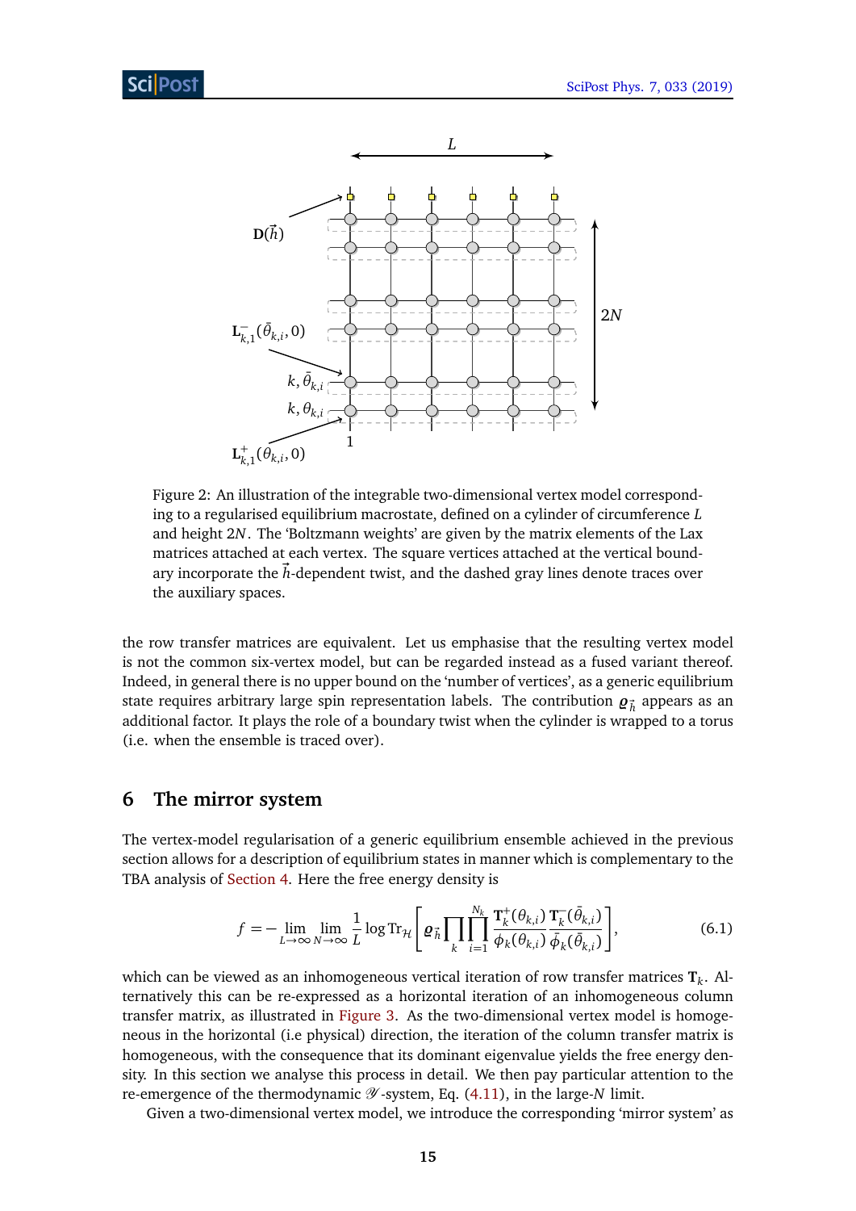Figure 2: An illustration of the integrable two-dimensional vertex model corresponding to a regularised equilibrium macrostate, defined on a cylinder of circumference $L$ and height $2N$. The 'Boltzmann weights' are given by the matrix elements of the Lax matrices attached at each vertex. The square vertices attached at the vertical boundary incorporate the $\vec{h}$-dependent twist, and the dashed gray lines denote traces over the auxiliary spaces.

the row transfer matrices are equivalent. Let us emphasise that the resulting vertex model is not the common six-vertex model, but can be regarded instead as a fused variant thereof. Indeed, in general there is no upper bound on the 'number of vertices', as a generic equilibrium state requires arbitrary large spin representation labels. The contribution $\varrho_{\vec{h}}$ appears as an additional factor. It plays the role of a boundary twist when the cylinder is wrapped to a torus (i.e. when the ensemble is traced over).

## 6 The mirror system

The vertex-model regularisation of a generic equilibrium ensemble achieved in the previous section allows for a description of equilibrium states in manner which is complementary to the TBA analysis of Section 4. Here the free energy density is

$$f = -\lim_{L\to\infty}\lim_{N\to\infty}\frac{1}{L}\log \mathrm{Tr}_{\mathcal{H}}\left[\varrho_{\vec{h}}\prod_{k}\prod_{i=1}^{N_k}\frac{\mathbf{T}^{+}_{k}(\theta_{k,i})}{\phi_k(\theta_{k,i})}\frac{\mathbf{T}^{-}_{k}(\bar{\theta}_{k,i})}{\bar{\phi}_k(\bar{\theta}_{k,i})}\right], \tag{6.1}$$

which can be viewed as an inhomogeneous vertical iteration of row transfer matrices $\mathbf{T}_k$. Alternatively this can be re-expressed as a horizontal iteration of an inhomogeneous column transfer matrix, as illustrated in Figure 3. As the two-dimensional vertex model is homogeneous in the horizontal (i.e physical) direction, the iteration of the column transfer matrix is homogeneous, with the consequence that its dominant eigenvalue yields the free energy density. In this section we analyse this process in detail. We then pay particular attention to the re-emergence of the thermodynamic $\mathscr{Y}$-system, Eq. (4.11), in the large-$N$ limit.

Given a two-dimensional vertex model, we introduce the corresponding 'mirror system' as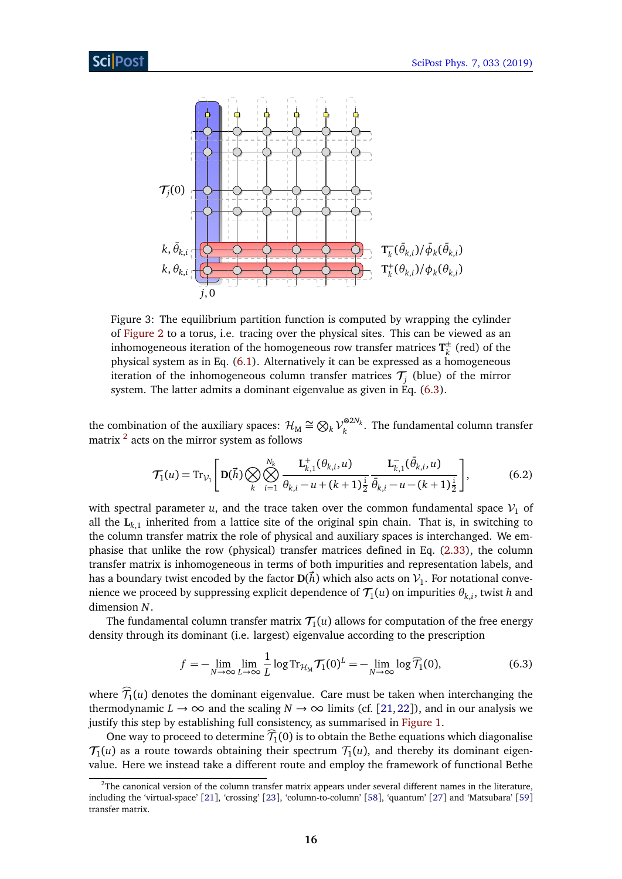Figure 3: The equilibrium partition function is computed by wrapping the cylinder of Figure 2 to a torus, i.e. tracing over the physical sites. This can be viewed as an inhomogeneous iteration of the homogeneous row transfer matrices $\mathbf{T}_k^{\pm}$ (red) of the physical system as in Eq. (6.1). Alternatively it can be expressed as a homogeneous iteration of the inhomogeneous column transfer matrices $\mathcal{T}_j$ (blue) of the mirror system. The latter admits a dominant eigenvalue as given in Eq. (6.3).

the combination of the auxiliary spaces: $\mathcal{H}_{\mathrm{M}} \cong \bigotimes_k \mathcal{V}_k^{\otimes 2N_k}$. The fundamental column transfer matrix [2] acts on the mirror system as follows

$$\mathcal{T}_1(u) = \mathrm{Tr}_{\mathcal{V}_1}\left[\mathbf{D}(\vec{h}) \bigotimes_k \bigotimes_{i=1}^{N_k} \frac{\mathbf{L}_{k,1}^{+}(\theta_{k,i},u)}{\theta_{k,i} - u + (k+1)\frac{\mathrm{i}}{2}} \frac{\mathbf{L}_{k,1}^{-}(\bar{\theta}_{k,i},u)}{\bar{\theta}_{k,i} - u - (k+1)\frac{\mathrm{i}}{2}}\right], \tag{6.2}$$

with spectral parameter $u$, and the trace taken over the common fundamental space $\mathcal{V}_1$ of all the $\mathbf{L}_{k,1}$ inherited from a lattice site of the original spin chain. That is, in switching to the column transfer matrix the role of physical and auxiliary spaces is interchanged. We emphasise that unlike the row (physical) transfer matrices defined in Eq. (2.33), the column transfer matrix is inhomogeneous in terms of both impurities and representation labels, and has a boundary twist encoded by the factor $\mathbf{D}(\vec{h})$ which also acts on $\mathcal{V}_1$. For notational convenience we proceed by suppressing explicit dependence of $\mathcal{T}_1(u)$ on impurities $\theta_{k,i}$, twist $h$ and dimension $N$.

The fundamental column transfer matrix $\mathcal{T}_1(u)$ allows for computation of the free energy density through its dominant (i.e. largest) eigenvalue according to the prescription

$$f = -\lim_{N\to\infty}\lim_{L\to\infty} \frac{1}{L} \log \mathrm{Tr}_{\mathcal{H}_{\mathrm{M}}} \mathcal{T}_1(0)^L = -\lim_{N\to\infty} \log \widehat{\mathcal{T}}_1(0), \tag{6.3}$$

where $\widehat{\mathcal{T}}_1(u)$ denotes the dominant eigenvalue. Care must be taken when interchanging the thermodynamic $L\to\infty$ and the scaling $N\to\infty$ limits (cf. [21,22]), and in our analysis we justify this step by establishing full consistency, as summarised in Figure 1.

One way to proceed to determine $\widehat{\mathcal{T}}_1(0)$ is to obtain the Bethe equations which diagonalise $\mathcal{T}_1(u)$ as a route towards obtaining their spectrum $\mathcal{T}_1(u)$, and thereby its dominant eigenvalue. Here we instead take a different route and employ the framework of functional Bethe

[2] The canonical version of the column transfer matrix appears under several different names in the literature, including the 'virtual-space' [21], 'crossing' [23], 'column-to-column' [58], 'quantum' [27] and 'Matsubara' [59] transfer matrix.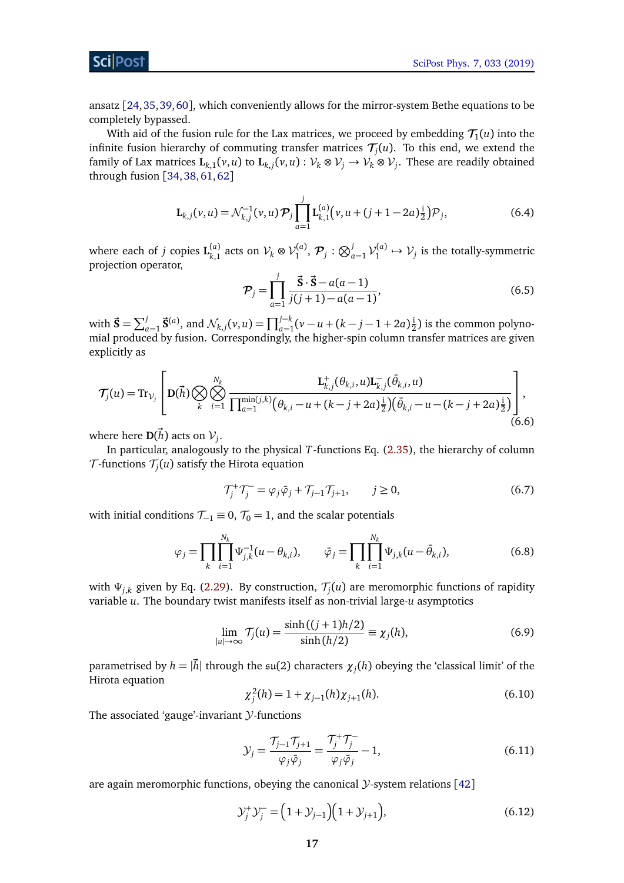ansatz [24,35,39,60], which conveniently allows for the mirror-system Bethe equations to be completely bypassed.

With aid of the fusion rule for the Lax matrices, we proceed by embedding $\mathcal{T}_1(u)$ into the infinite fusion hierarchy of commuting transfer matrices $\mathcal{T}_j(u)$. To this end, we extend the family of Lax matrices $\mathbf{L}_{k,1}(v,u)$ to $\mathbf{L}_{k,j}(v,u) : \mathcal{V}_k \otimes \mathcal{V}_j \to \mathcal{V}_k \otimes \mathcal{V}_j$. These are readily obtained through fusion [34,38,61,62]

$$
\mathbf{L}_{k,j}(v,u) = \mathcal{N}^{-1}_{k,j}(v,u)\,\mathcal{P}_j \prod_{a=1}^{j} \mathbf{L}^{(a)}_{k,1}\big(v, u + (j+1-2a)\tfrac{\mathrm{i}}{2}\big)\mathcal{P}_j, \tag{6.4}
$$

where each of $j$ copies $\mathbf{L}^{(a)}_{k,1}$ acts on $\mathcal{V}_k \otimes \mathcal{V}^{(a)}_1$, $\mathcal{P}_j : \bigotimes_{a=1}^{j} \mathcal{V}^{(a)}_1 \mapsto \mathcal{V}_j$ is the totally-symmetric projection operator,

$$
\mathcal{P}_j = \prod_{a=1}^{j} \frac{\vec{\mathbf{S}}\cdot\vec{\mathbf{S}} - a(a-1)}{j(j+1) - a(a-1)}, \tag{6.5}
$$

with $\vec{\mathbf{S}} = \sum_{a=1}^{j} \vec{\mathbf{S}}^{(a)}$, and $\mathcal{N}_{k,j}(v,u) = \prod_{a=1}^{j-k}(v - u + (k-j-1+2a)\tfrac{\mathrm{i}}{2})$ is the common polynomial produced by fusion. Correspondingly, the higher-spin column transfer matrices are given explicitly as

$$
\mathcal{T}_j(u) = \mathrm{Tr}_{\mathcal{V}_j}\left[\mathbf{D}(\vec{h}) \bigotimes_{k} \bigotimes_{i=1}^{N_k} \frac{\mathbf{L}^{+}_{k,j}(\theta_{k,i},u)\mathbf{L}^{-}_{k,j}(\bar{\theta}_{k,i},u)}{\prod_{a=1}^{\min(j,k)}\big(\theta_{k,i} - u + (k-j+2a)\tfrac{\mathrm{i}}{2}\big)\big(\bar{\theta}_{k,i} - u - (k-j+2a)\tfrac{\mathrm{i}}{2}\big)}\right], \tag{6.6}
$$

where here $\mathbf{D}(\vec{h})$ acts on $\mathcal{V}_j$.

In particular, analogously to the physical $T$-functions Eq. (2.35), the hierarchy of column $\mathcal{T}$-functions $\mathcal{T}_j(u)$ satisfy the Hirota equation

$$
\mathcal{T}^{+}_j \mathcal{T}^{-}_j = \varphi_j \bar{\varphi}_j + \mathcal{T}_{j-1}\mathcal{T}_{j+1}, \qquad j \geq 0, \tag{6.7}
$$

with initial conditions $\mathcal{T}_{-1} \equiv 0$, $\mathcal{T}_0 = 1$, and the scalar potentials

$$
\varphi_j = \prod_{k}\prod_{i=1}^{N_k} \Psi^{-1}_{j,k}(u - \theta_{k,i}), \qquad \bar{\varphi}_j = \prod_{k}\prod_{i=1}^{N_k} \Psi_{j,k}(u - \bar{\theta}_{k,i}), \tag{6.8}
$$

with $\Psi_{j,k}$ given by Eq. (2.29). By construction, $\mathcal{T}_j(u)$ are meromorphic functions of rapidity variable $u$. The boundary twist manifests itself as non-trivial large-$u$ asymptotics

$$
\lim_{|u|\to\infty} \mathcal{T}_j(u) = \frac{\sinh((j+1)h/2)}{\sinh(h/2)} \equiv \chi_j(h), \tag{6.9}
$$

parametrised by $h = |\vec{h}|$ through the $\mathfrak{su}(2)$ characters $\chi_j(h)$ obeying the 'classical limit' of the Hirota equation

$$
\chi^2_j(h) = 1 + \chi_{j-1}(h)\chi_{j+1}(h). \tag{6.10}
$$

The associated 'gauge'-invariant $\mathcal{Y}$-functions

$$
\mathcal{Y}_j = \frac{\mathcal{T}_{j-1}\mathcal{T}_{j+1}}{\varphi_j \bar{\varphi}_j} = \frac{\mathcal{T}^{+}_j \mathcal{T}^{-}_j}{\varphi_j \bar{\varphi}_j} - 1, \tag{6.11}
$$

are again meromorphic functions, obeying the canonical $\mathcal{Y}$-system relations [42]

$$
\mathcal{Y}^{+}_j \mathcal{Y}^{-}_j = \big(1 + \mathcal{Y}_{j-1}\big)\big(1 + \mathcal{Y}_{j+1}\big), \tag{6.12}
$$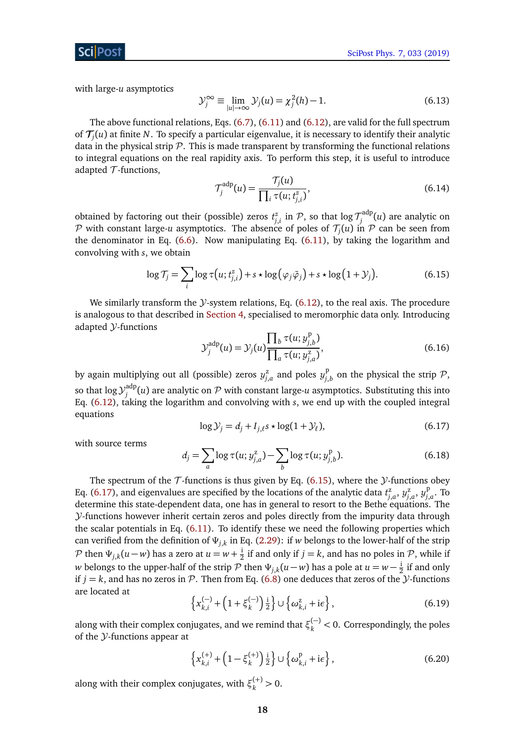with large-$u$ asymptotics

$$\mathcal{Y}_j^{\infty} \equiv \lim_{|u|\to\infty} \mathcal{Y}_j(u) = \chi_j^2(h) - 1. \tag{6.13}$$

The above functional relations, Eqs. (6.7), (6.11) and (6.12), are valid for the full spectrum of $\mathcal{T}_j(u)$ at finite $N$. To specify a particular eigenvalue, it is necessary to identify their analytic data in the physical strip $\mathcal{P}$. This is made transparent by transforming the functional relations to integral equations on the real rapidity axis. To perform this step, it is useful to introduce adapted $\mathcal{T}$-functions,

$$\mathcal{T}_j^{\rm adp}(u) = \frac{\mathcal{T}_j(u)}{\prod_i \tau(u; t^{\rm z}_{j,i})}, \tag{6.14}$$

obtained by factoring out their (possible) zeros $t^{\rm z}_{j,i}$ in $\mathcal{P}$, so that $\log \mathcal{T}_j^{\rm adp}(u)$ are analytic on $\mathcal{P}$ with constant large-$u$ asymptotics. The absence of poles of $\mathcal{T}_j(u)$ in $\mathcal{P}$ can be seen from the denominator in Eq. (6.6). Now manipulating Eq. (6.11), by taking the logarithm and convolving with $s$, we obtain

$$\log \mathcal{T}_j = \sum_i \log \tau\big(u; t^{\rm z}_{j,i}\big) + s \star \log\big(\varphi_j \bar{\varphi}_j\big) + s \star \log\big(1 + \mathcal{Y}_j\big). \tag{6.15}$$

We similarly transform the $\mathcal{Y}$-system relations, Eq. (6.12), to the real axis. The procedure is analogous to that described in Section 4, specialised to meromorphic data only. Introducing adapted $\mathcal{Y}$-functions

$$\mathcal{Y}_j^{\rm adp}(u) = \mathcal{Y}_j(u) \frac{\prod_b \tau(u; y^{\rm p}_{j,b})}{\prod_a \tau(u; y^{\rm z}_{j,a})}, \tag{6.16}$$

by again multiplying out all (possible) zeros $y^{\rm z}_{j,a}$ and poles $y^{\rm p}_{j,b}$ on the physical the strip $\mathcal{P}$, so that $\log \mathcal{Y}_j^{\rm adp}(u)$ are analytic on $\mathcal{P}$ with constant large-$u$ asymptotics. Substituting this into Eq. (6.12), taking the logarithm and convolving with $s$, we end up with the coupled integral equations

$$\log \mathcal{Y}_j = d_j + I_{j,\ell}\, s \star \log(1 + \mathcal{Y}_\ell), \tag{6.17}$$

with source terms

$$d_j = \sum_a \log \tau(u; y^{\rm z}_{j,a}) - \sum_b \log \tau(u; y^{\rm p}_{j,b}). \tag{6.18}$$

The spectrum of the $\mathcal{T}$-functions is thus given by Eq. (6.15), where the $\mathcal{Y}$-functions obey Eq. (6.17), and eigenvalues are specified by the locations of the analytic data $t^{\rm z}_{j,a}$, $y^{\rm z}_{j,a}$, $y^{\rm p}_{j,a}$. To determine this state-dependent data, one has in general to resort to the Bethe equations. The $\mathcal{Y}$-functions however inherit certain zeros and poles directly from the impurity data through the scalar potentials in Eq. (6.11). To identify these we need the following properties which can verified from the definition of $\Psi_{j,k}$ in Eq. (2.29): if $w$ belongs to the lower-half of the strip $\mathcal{P}$ then $\Psi_{j,k}(u-w)$ has a zero at $u = w + \frac{\rm i}{2}$ if and only if $j = k$, and has no poles in $\mathcal{P}$, while if $w$ belongs to the upper-half of the strip $\mathcal{P}$ then $\Psi_{j,k}(u-w)$ has a pole at $u = w - \frac{\rm i}{2}$ if and only if $j = k$, and has no zeros in $\mathcal{P}$. Then from Eq. (6.8) one deduces that zeros of the $\mathcal{Y}$-functions are located at

$$\left\{x^{(-)}_{k,i} + \left(1 + \xi^{(-)}_k\right)\tfrac{\rm i}{2}\right\} \cup \left\{\omega^{\rm z}_{k,i} + {\rm i}\epsilon\right\}, \tag{6.19}$$

along with their complex conjugates, and we remind that $\xi^{(-)}_k < 0$. Correspondingly, the poles of the $\mathcal{Y}$-functions appear at

$$\left\{x^{(+)}_{k,i} + \left(1 - \xi^{(+)}_k\right)\tfrac{\rm i}{2}\right\} \cup \left\{\omega^{\rm p}_{k,i} + {\rm i}\epsilon\right\}, \tag{6.20}$$

along with their complex conjugates, with $\xi^{(+)}_k > 0$.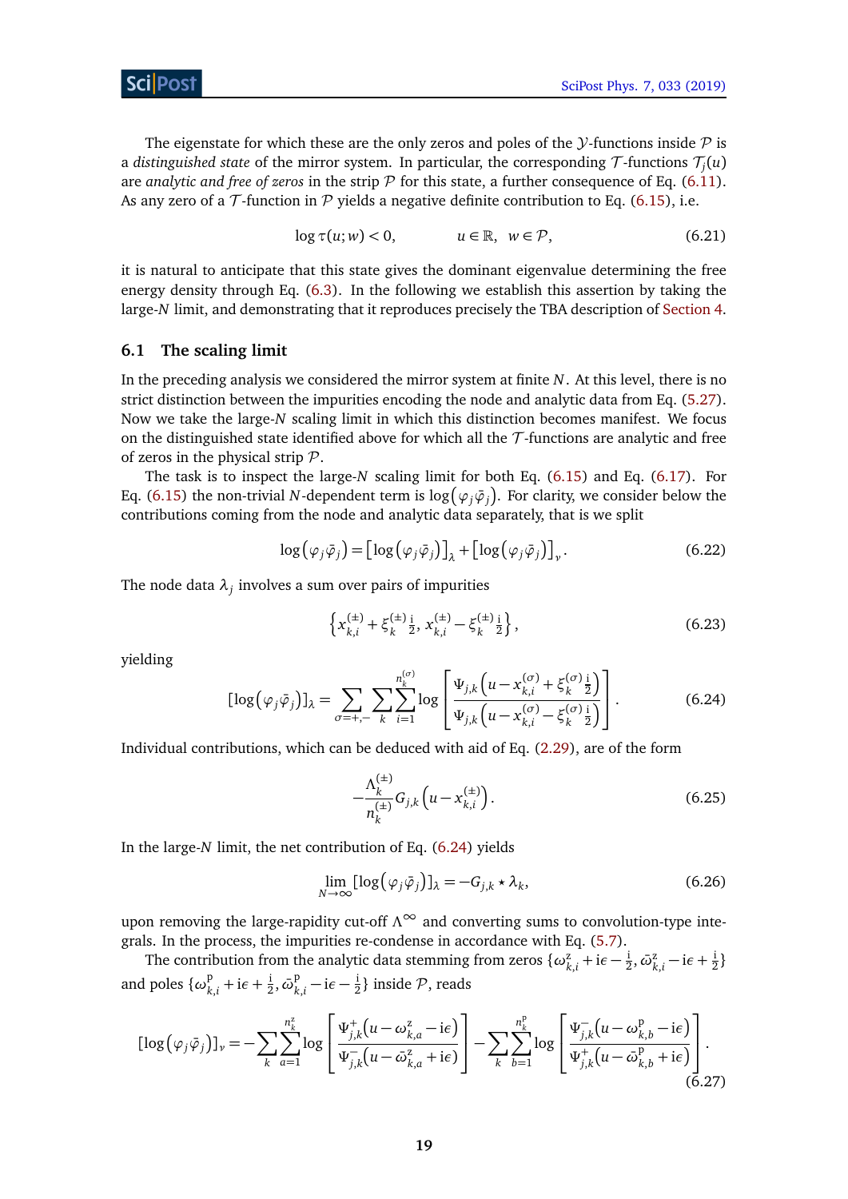The eigenstate for which these are the only zeros and poles of the $\mathcal{Y}$-functions inside $\mathcal{P}$ is a *distinguished state* of the mirror system. In particular, the corresponding $\mathcal{T}$-functions $\mathcal{T}_j(u)$ are *analytic and free of zeros* in the strip $\mathcal{P}$ for this state, a further consequence of Eq. (6.11). As any zero of a $\mathcal{T}$-function in $\mathcal{P}$ yields a negative definite contribution to Eq. (6.15), i.e.

$$\log \tau(u;w) < 0, \qquad u \in \mathbb{R}, \quad w \in \mathcal{P}, \tag{6.21}$$

it is natural to anticipate that this state gives the dominant eigenvalue determining the free energy density through Eq. (6.3). In the following we establish this assertion by taking the large-$N$ limit, and demonstrating that it reproduces precisely the TBA description of Section 4.

## 6.1 The scaling limit

In the preceding analysis we considered the mirror system at finite $N$. At this level, there is no strict distinction between the impurities encoding the node and analytic data from Eq. (5.27). Now we take the large-$N$ scaling limit in which this distinction becomes manifest. We focus on the distinguished state identified above for which all the $\mathcal{T}$-functions are analytic and free of zeros in the physical strip $\mathcal{P}$.

The task is to inspect the large-$N$ scaling limit for both Eq. (6.15) and Eq. (6.17). For Eq. (6.15) the non-trivial $N$-dependent term is $\log\big(\varphi_j \bar{\varphi}_j\big)$. For clarity, we consider below the contributions coming from the node and analytic data separately, that is we split

$$\log\big(\varphi_j \bar{\varphi}_j\big) = \big[\log\big(\varphi_j \bar{\varphi}_j\big)\big]_{\lambda} + \big[\log\big(\varphi_j \bar{\varphi}_j\big)\big]_{\nu}. \tag{6.22}$$

The node data $\lambda_j$ involves a sum over pairs of impurities

$$\Big\{x^{(\pm)}_{k,i} + \xi^{(\pm)}_k \tfrac{\mathrm{i}}{2},\, x^{(\pm)}_{k,i} - \xi^{(\pm)}_k \tfrac{\mathrm{i}}{2}\Big\}, \tag{6.23}$$

yielding

$$[\log\big(\varphi_j \bar{\varphi}_j\big)]_{\lambda} = \sum_{\sigma=+,-} \sum_{k} \sum_{i=1}^{n^{(\sigma)}_k} \log \left[ \frac{\Psi_{j,k}\Big(u - x^{(\sigma)}_{k,i} + \xi^{(\sigma)}_k \frac{\mathrm{i}}{2}\Big)}{\Psi_{j,k}\Big(u - x^{(\sigma)}_{k,i} - \xi^{(\sigma)}_k \frac{\mathrm{i}}{2}\Big)} \right]. \tag{6.24}$$

Individual contributions, which can be deduced with aid of Eq. (2.29), are of the form

$$-\frac{\Lambda^{(\pm)}_k}{n^{(\pm)}_k} G_{j,k}\Big(u - x^{(\pm)}_{k,i}\Big). \tag{6.25}$$

In the large-$N$ limit, the net contribution of Eq. (6.24) yields

$$\lim_{N\to\infty} [\log\big(\varphi_j \bar{\varphi}_j\big)]_{\lambda} = -G_{j,k} \star \lambda_k, \tag{6.26}$$

upon removing the large-rapidity cut-off $\Lambda^{\infty}$ and converting sums to convolution-type integrals. In the process, the impurities re-condense in accordance with Eq. (5.7).

The contribution from the analytic data stemming from zeros $\{\omega^{\mathrm{z}}_{k,i} + \mathrm{i}\epsilon - \frac{\mathrm{i}}{2}, \bar{\omega}^{\mathrm{z}}_{k,i} - \mathrm{i}\epsilon + \frac{\mathrm{i}}{2}\}$ and poles $\{\omega^{\mathrm{p}}_{k,i} + \mathrm{i}\epsilon + \frac{\mathrm{i}}{2}, \bar{\omega}^{\mathrm{p}}_{k,i} - \mathrm{i}\epsilon - \frac{\mathrm{i}}{2}\}$ inside $\mathcal{P}$, reads

$$[\log\big(\varphi_j \bar{\varphi}_j\big)]_{\nu} = -\sum_{k} \sum_{a=1}^{n^{\mathrm{z}}_k} \log \left[ \frac{\Psi^{+}_{j,k}\big(u - \omega^{\mathrm{z}}_{k,a} - \mathrm{i}\epsilon\big)}{\Psi^{-}_{j,k}\big(u - \bar{\omega}^{\mathrm{z}}_{k,a} + \mathrm{i}\epsilon\big)} \right] - \sum_{k} \sum_{b=1}^{n^{\mathrm{p}}_k} \log \left[ \frac{\Psi^{-}_{j,k}\big(u - \omega^{\mathrm{p}}_{k,b} - \mathrm{i}\epsilon\big)}{\Psi^{+}_{j,k}\big(u - \bar{\omega}^{\mathrm{p}}_{k,b} + \mathrm{i}\epsilon\big)} \right]. \tag{6.27}$$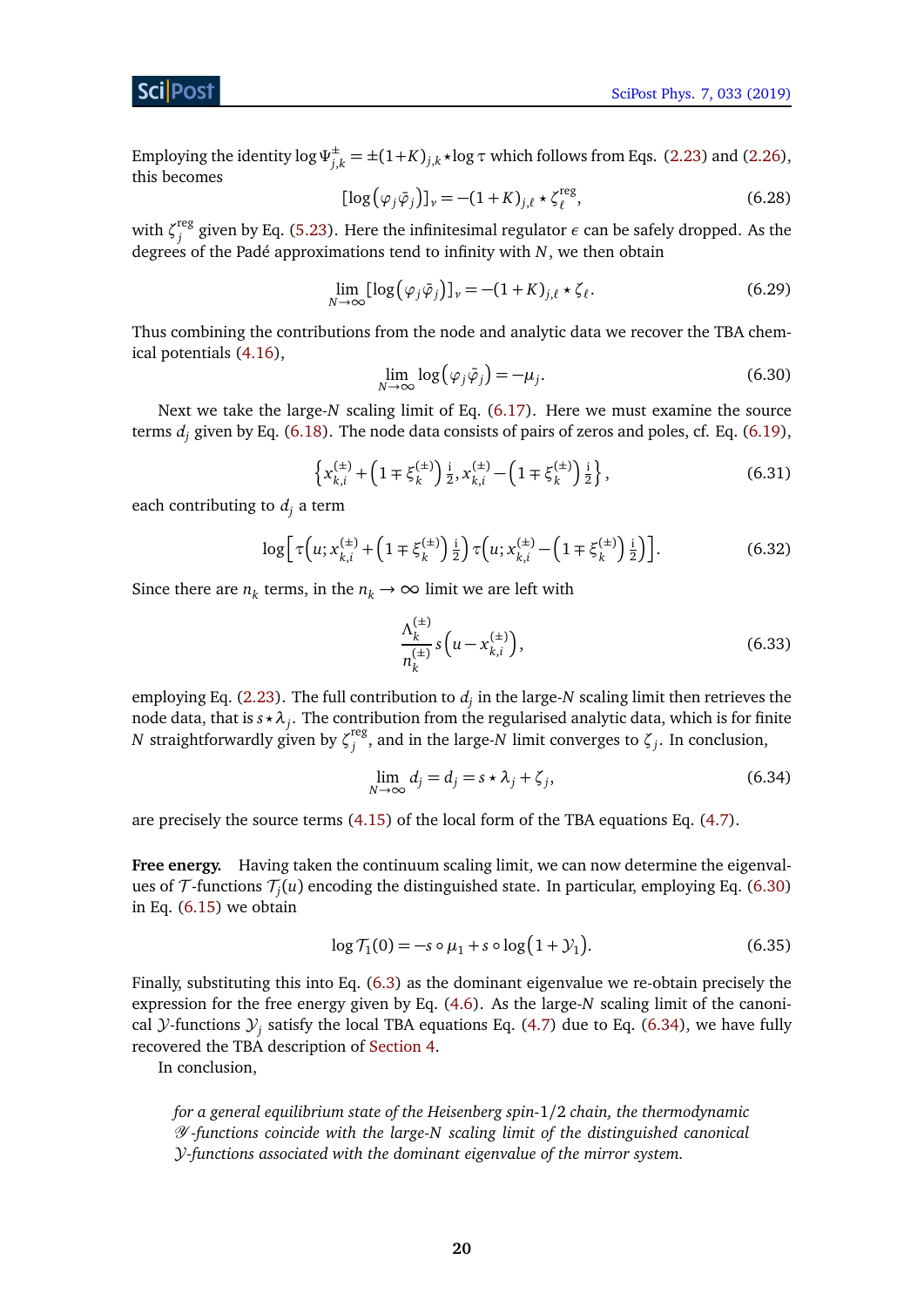Employing the identity $\log \Psi^{\pm}_{j,k} = \pm(1+K)_{j,k} \star \log \tau$ which follows from Eqs. (2.23) and (2.26), this becomes

$$[\log(\varphi_j \bar{\varphi}_j)]_{\nu} = -(1+K)_{j,\ell} \star \zeta^{\rm reg}_{\ell}, \tag{6.28}$$

with $\zeta^{\rm reg}_j$ given by Eq. (5.23). Here the infinitesimal regulator $\epsilon$ can be safely dropped. As the degrees of the Padé approximations tend to infinity with $N$, we then obtain

$$\lim_{N\to\infty} [\log(\varphi_j \bar{\varphi}_j)]_{\nu} = -(1+K)_{j,\ell} \star \zeta_{\ell}. \tag{6.29}$$

Thus combining the contributions from the node and analytic data we recover the TBA chemical potentials (4.16),

$$\lim_{N\to\infty} \log(\varphi_j \bar{\varphi}_j) = -\mu_j. \tag{6.30}$$

Next we take the large-$N$ scaling limit of Eq. (6.17). Here we must examine the source terms $d_j$ given by Eq. (6.18). The node data consists of pairs of zeros and poles, cf. Eq. (6.19),

$$\left\{ x^{(\pm)}_{k,i} + \left(1 \mp \xi^{(\pm)}_k\right)\tfrac{i}{2}, x^{(\pm)}_{k,i} - \left(1 \mp \xi^{(\pm)}_k\right)\tfrac{i}{2} \right\}, \tag{6.31}$$

each contributing to $d_j$ a term

$$\log\left[ \tau\left(u; x^{(\pm)}_{k,i} + \left(1 \mp \xi^{(\pm)}_k\right)\tfrac{i}{2}\right) \tau\left(u; x^{(\pm)}_{k,i} - \left(1 \mp \xi^{(\pm)}_k\right)\tfrac{i}{2}\right)\right]. \tag{6.32}$$

Since there are $n_k$ terms, in the $n_k \to \infty$ limit we are left with

$$\frac{\Lambda^{(\pm)}_k}{n^{(\pm)}_k} s\left(u - x^{(\pm)}_{k,i}\right), \tag{6.33}$$

employing Eq. (2.23). The full contribution to $d_j$ in the large-$N$ scaling limit then retrieves the node data, that is $s \star \lambda_j$. The contribution from the regularised analytic data, which is for finite $N$ straightforwardly given by $\zeta^{\rm reg}_j$, and in the large-$N$ limit converges to $\zeta_j$. In conclusion,

$$\lim_{N\to\infty} d_j = d_j = s \star \lambda_j + \zeta_j, \tag{6.34}$$

are precisely the source terms (4.15) of the local form of the TBA equations Eq. (4.7).

**Free energy.** Having taken the continuum scaling limit, we can now determine the eigenvalues of $\mathcal{T}$-functions $\mathcal{T}_j(u)$ encoding the distinguished state. In particular, employing Eq. (6.30) in Eq. (6.15) we obtain

$$\log \mathcal{T}_1(0) = -s \circ \mu_1 + s \circ \log(1 + \mathcal{Y}_1). \tag{6.35}$$

Finally, substituting this into Eq. (6.3) as the dominant eigenvalue we re-obtain precisely the expression for the free energy given by Eq. (4.6). As the large-$N$ scaling limit of the canonical $\mathcal{Y}$-functions $\mathcal{Y}_j$ satisfy the local TBA equations Eq. (4.7) due to Eq. (6.34), we have fully recovered the TBA description of Section 4.

In conclusion,

> *for a general equilibrium state of the Heisenberg spin-1/2 chain, the thermodynamic $\mathscr{Y}$-functions coincide with the large-N scaling limit of the distinguished canonical $\mathcal{Y}$-functions associated with the dominant eigenvalue of the mirror system.*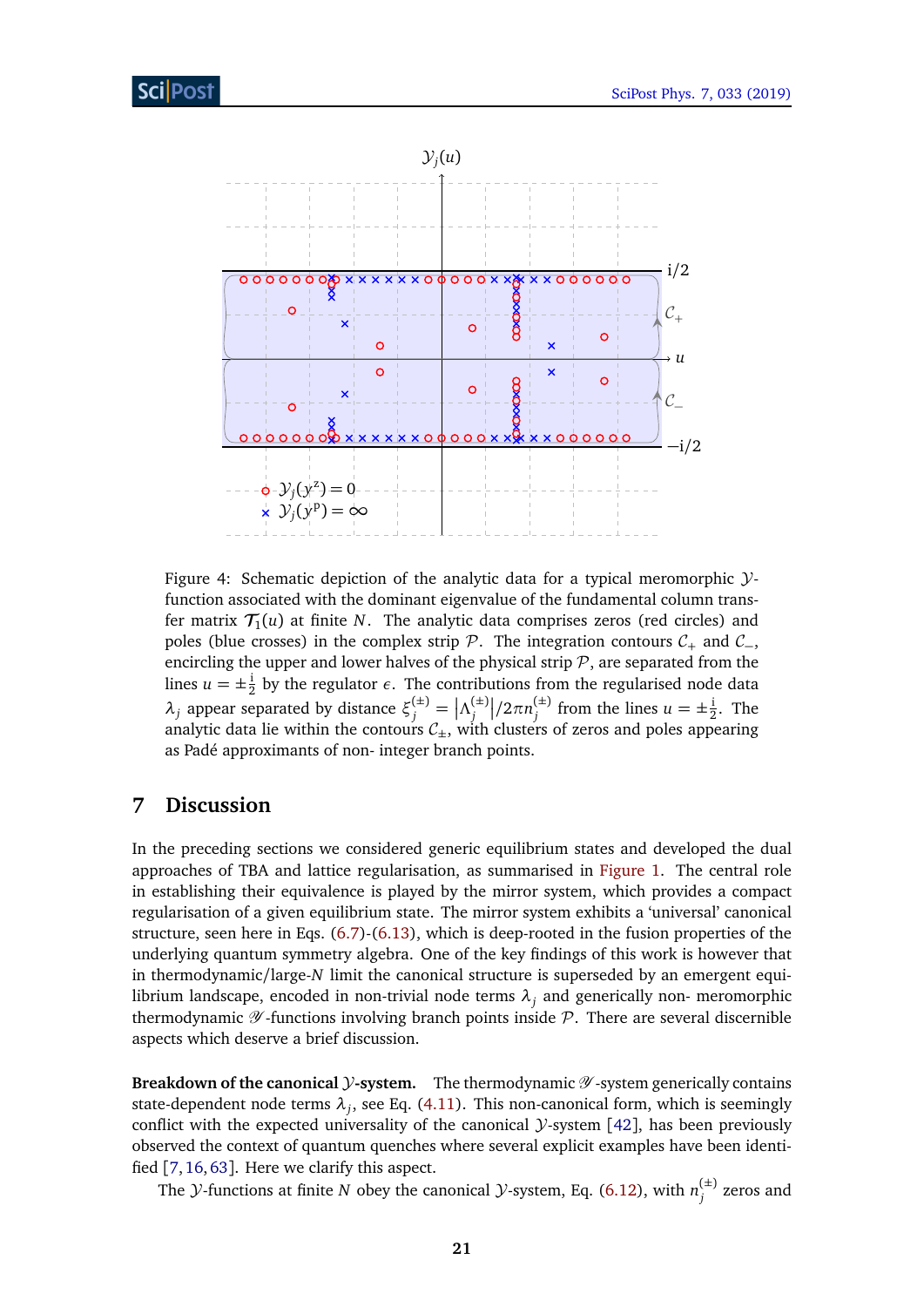Figure 4: Schematic depiction of the analytic data for a typical meromorphic $\mathcal{Y}$-function associated with the dominant eigenvalue of the fundamental column transfer matrix $\mathcal{T}_1(u)$ at finite $N$. The analytic data comprises zeros (red circles) and poles (blue crosses) in the complex strip $\mathcal{P}$. The integration contours $\mathcal{C}_+$ and $\mathcal{C}_-$, encircling the upper and lower halves of the physical strip $\mathcal{P}$, are separated from the lines $u = \pm\frac{i}{2}$ by the regulator $\epsilon$. The contributions from the regularised node data $\lambda_j$ appear separated by distance $\xi_j^{(\pm)} = |\Lambda_j^{(\pm)}|/2\pi n_j^{(\pm)}$ from the lines $u = \pm\frac{i}{2}$. The analytic data lie within the contours $\mathcal{C}_\pm$, with clusters of zeros and poles appearing as Padé approximants of non- integer branch points.

## 7 Discussion

In the preceding sections we considered generic equilibrium states and developed the dual approaches of TBA and lattice regularisation, as summarised in Figure 1. The central role in establishing their equivalence is played by the mirror system, which provides a compact regularisation of a given equilibrium state. The mirror system exhibits a 'universal' canonical structure, seen here in Eqs. (6.7)-(6.13), which is deep-rooted in the fusion properties of the underlying quantum symmetry algebra. One of the key findings of this work is however that in thermodynamic/large-$N$ limit the canonical structure is superseded by an emergent equilibrium landscape, encoded in non-trivial node terms $\lambda_j$ and generically non- meromorphic thermodynamic $\mathscr{Y}$-functions involving branch points inside $\mathcal{P}$. There are several discernible aspects which deserve a brief discussion.

**Breakdown of the canonical $\mathcal{Y}$-system.** The thermodynamic $\mathscr{Y}$-system generically contains state-dependent node terms $\lambda_j$, see Eq. (4.11). This non-canonical form, which is seemingly conflict with the expected universality of the canonical $\mathcal{Y}$-system [42], has been previously observed the context of quantum quenches where several explicit examples have been identified [7,16,63]. Here we clarify this aspect.

The $\mathcal{Y}$-functions at finite $N$ obey the canonical $\mathcal{Y}$-system, Eq. (6.12), with $n_j^{(\pm)}$ zeros and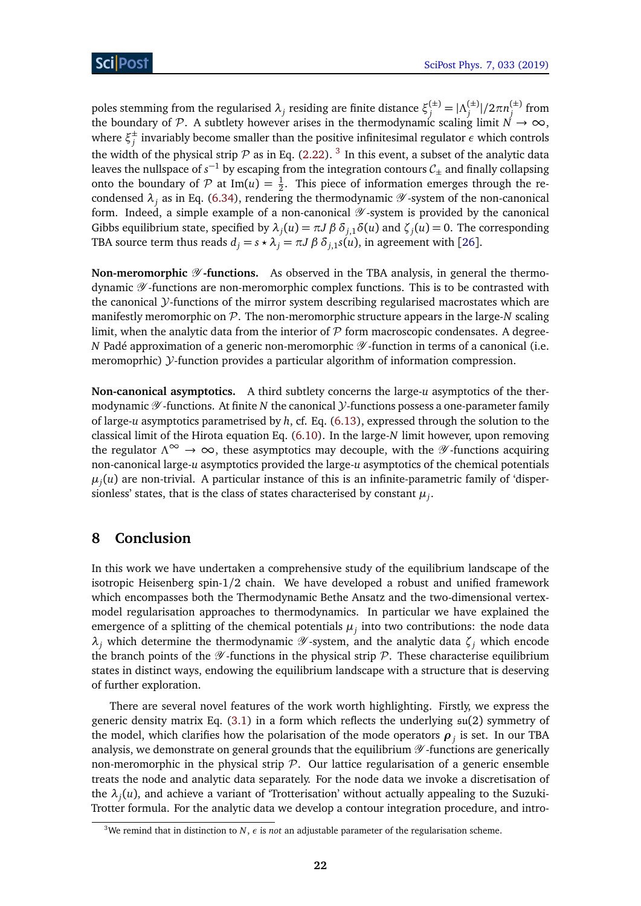poles stemming from the regularised $\lambda_j$ residing are finite distance $\xi_j^{(\pm)} = |\Lambda_j^{(\pm)}|/2\pi n_j^{(\pm)}$ from the boundary of $\mathcal{P}$. A subtlety however arises in the thermodynamic scaling limit $N \to \infty$, where $\xi_j^{\pm}$ invariably become smaller than the positive infinitesimal regulator $\epsilon$ which controls the width of the physical strip $\mathcal{P}$ as in Eq. (2.22). [3] In this event, a subset of the analytic data leaves the nullspace of $s^{-1}$ by escaping from the integration contours $\mathcal{C}_{\pm}$ and finally collapsing onto the boundary of $\mathcal{P}$ at $\mathrm{Im}(u) = \frac{1}{2}$. This piece of information emerges through the re-condensed $\lambda_j$ as in Eq. (6.34), rendering the thermodynamic $\mathscr{Y}$-system of the non-canonical form. Indeed, a simple example of a non-canonical $\mathscr{Y}$-system is provided by the canonical Gibbs equilibrium state, specified by $\lambda_j(u) = \pi J\,\beta\,\delta_{j,1}\delta(u)$ and $\zeta_j(u) = 0$. The corresponding TBA source term thus reads $d_j = s \star \lambda_j = \pi J\,\beta\,\delta_{j,1}s(u)$, in agreement with [26].

**Non-meromorphic $\mathscr{Y}$-functions.** As observed in the TBA analysis, in general the thermodynamic $\mathscr{Y}$-functions are non-meromorphic complex functions. This is to be contrasted with the canonical $\mathcal{Y}$-functions of the mirror system describing regularised macrostates which are manifestly meromorphic on $\mathcal{P}$. The non-meromorphic structure appears in the large-$N$ scaling limit, when the analytic data from the interior of $\mathcal{P}$ form macroscopic condensates. A degree-$N$ Padé approximation of a generic non-meromorphic $\mathscr{Y}$-function in terms of a canonical (i.e. meromoprhic) $\mathcal{Y}$-function provides a particular algorithm of information compression.

**Non-canonical asymptotics.** A third subtlety concerns the large-$u$ asymptotics of the thermodynamic $\mathscr{Y}$-functions. At finite $N$ the canonical $\mathcal{Y}$-functions possess a one-parameter family of large-$u$ asymptotics parametrised by $h$, cf. Eq. (6.13), expressed through the solution to the classical limit of the Hirota equation Eq. (6.10). In the large-$N$ limit however, upon removing the regulator $\Lambda^{\infty} \to \infty$, these asymptotics may decouple, with the $\mathscr{Y}$-functions acquiring non-canonical large-$u$ asymptotics provided the large-$u$ asymptotics of the chemical potentials $\mu_j(u)$ are non-trivial. A particular instance of this is an infinite-parametric family of 'dispersionless' states, that is the class of states characterised by constant $\mu_j$.

## 8 Conclusion

In this work we have undertaken a comprehensive study of the equilibrium landscape of the isotropic Heisenberg spin-1/2 chain. We have developed a robust and unified framework which encompasses both the Thermodynamic Bethe Ansatz and the two-dimensional vertex-model regularisation approaches to thermodynamics. In particular we have explained the emergence of a splitting of the chemical potentials $\mu_j$ into two contributions: the node data $\lambda_j$ which determine the thermodynamic $\mathscr{Y}$-system, and the analytic data $\zeta_j$ which encode the branch points of the $\mathscr{Y}$-functions in the physical strip $\mathcal{P}$. These characterise equilibrium states in distinct ways, endowing the equilibrium landscape with a structure that is deserving of further exploration.

There are several novel features of the work worth highlighting. Firstly, we express the generic density matrix Eq. (3.1) in a form which reflects the underlying $\mathfrak{su}(2)$ symmetry of the model, which clarifies how the polarisation of the mode operators $\boldsymbol{\rho}_j$ is set. In our TBA analysis, we demonstrate on general grounds that the equilibrium $\mathscr{Y}$-functions are generically non-meromorphic in the physical strip $\mathcal{P}$. Our lattice regularisation of a generic ensemble treats the node and analytic data separately. For the node data we invoke a discretisation of the $\lambda_j(u)$, and achieve a variant of 'Trotterisation' without actually appealing to the Suzuki-Trotter formula. For the analytic data we develop a contour integration procedure, and intro-

[3] We remind that in distinction to $N$, $\epsilon$ is *not* an adjustable parameter of the regularisation scheme.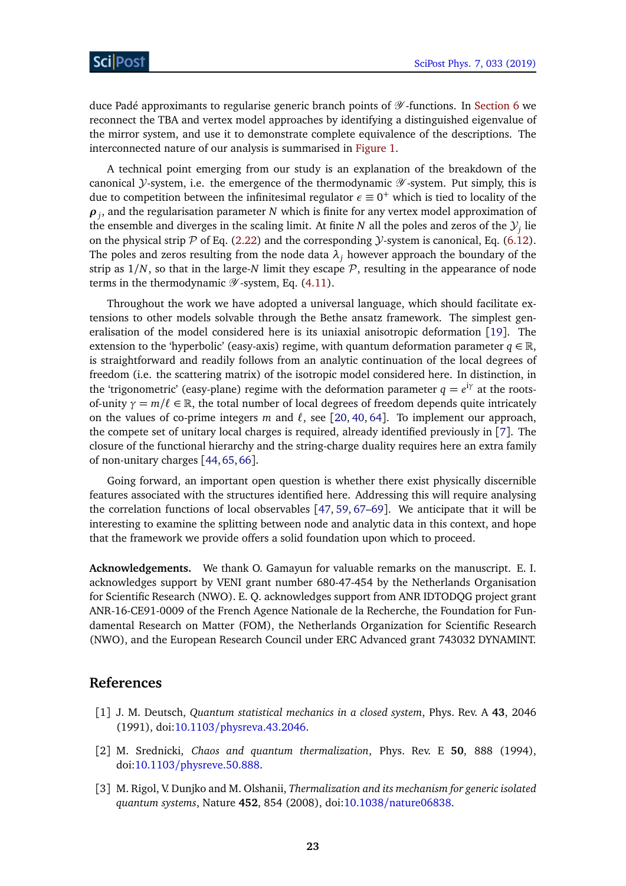duce Padé approximants to regularise generic branch points of $\mathscr{Y}$-functions. In Section 6 we reconnect the TBA and vertex model approaches by identifying a distinguished eigenvalue of the mirror system, and use it to demonstrate complete equivalence of the descriptions. The interconnected nature of our analysis is summarised in Figure 1.

A technical point emerging from our study is an explanation of the breakdown of the canonical $\mathcal{Y}$-system, i.e. the emergence of the thermodynamic $\mathscr{Y}$-system. Put simply, this is due to competition between the infinitesimal regulator $\epsilon \equiv 0^{+}$ which is tied to locality of the $\boldsymbol{\rho}_j$, and the regularisation parameter $N$ which is finite for any vertex model approximation of the ensemble and diverges in the scaling limit. At finite $N$ all the poles and zeros of the $\mathcal{Y}_j$ lie on the physical strip $\mathcal{P}$ of Eq. (2.22) and the corresponding $\mathcal{Y}$-system is canonical, Eq. (6.12). The poles and zeros resulting from the node data $\lambda_j$ however approach the boundary of the strip as $1/N$, so that in the large-$N$ limit they escape $\mathcal{P}$, resulting in the appearance of node terms in the thermodynamic $\mathscr{Y}$-system, Eq. (4.11).

Throughout the work we have adopted a universal language, which should facilitate extensions to other models solvable through the Bethe ansatz framework. The simplest generalisation of the model considered here is its uniaxial anisotropic deformation [19]. The extension to the 'hyperbolic' (easy-axis) regime, with quantum deformation parameter $q \in \mathbb{R}$, is straightforward and readily follows from an analytic continuation of the local degrees of freedom (i.e. the scattering matrix) of the isotropic model considered here. In distinction, in the 'trigonometric' (easy-plane) regime with the deformation parameter $q = e^{\mathrm{i}\gamma}$ at the roots-of-unity $\gamma = m/\ell \in \mathbb{R}$, the total number of local degrees of freedom depends quite intricately on the values of co-prime integers $m$ and $\ell$, see [20, 40, 64]. To implement our approach, the compete set of unitary local charges is required, already identified previously in [7]. The closure of the functional hierarchy and the string-charge duality requires here an extra family of non-unitary charges [44, 65, 66].

Going forward, an important open question is whether there exist physically discernible features associated with the structures identified here. Addressing this will require analysing the correlation functions of local observables [47, 59, 67–69]. We anticipate that it will be interesting to examine the splitting between node and analytic data in this context, and hope that the framework we provide offers a solid foundation upon which to proceed.

**Acknowledgements.** We thank O. Gamayun for valuable remarks on the manuscript. E. I. acknowledges support by VENI grant number 680-47-454 by the Netherlands Organisation for Scientific Research (NWO). E. Q. acknowledges support from ANR IDTODQG project grant ANR-16-CE91-0009 of the French Agence Nationale de la Recherche, the Foundation for Fundamental Research on Matter (FOM), the Netherlands Organization for Scientific Research (NWO), and the European Research Council under ERC Advanced grant 743032 DYNAMINT.

## References

[1] J. M. Deutsch, *Quantum statistical mechanics in a closed system*, Phys. Rev. A **43**, 2046 (1991), doi:10.1103/physreva.43.2046.

[2] M. Srednicki, *Chaos and quantum thermalization*, Phys. Rev. E **50**, 888 (1994), doi:10.1103/physreve.50.888.

[3] M. Rigol, V. Dunjko and M. Olshanii, *Thermalization and its mechanism for generic isolated quantum systems*, Nature **452**, 854 (2008), doi:10.1038/nature06838.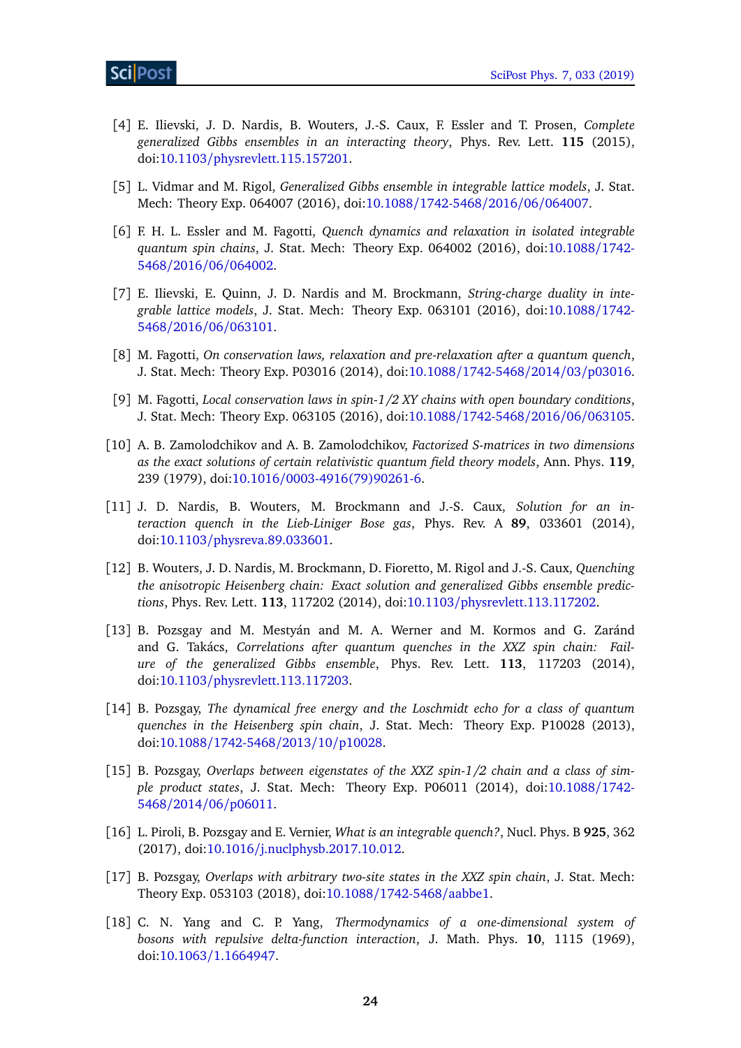[4] E. Ilievski, J. D. Nardis, B. Wouters, J.-S. Caux, F. Essler and T. Prosen, *Complete generalized Gibbs ensembles in an interacting theory*, Phys. Rev. Lett. **115** (2015), doi:10.1103/physrevlett.115.157201.

[5] L. Vidmar and M. Rigol, *Generalized Gibbs ensemble in integrable lattice models*, J. Stat. Mech: Theory Exp. 064007 (2016), doi:10.1088/1742-5468/2016/06/064007.

[6] F. H. L. Essler and M. Fagotti, *Quench dynamics and relaxation in isolated integrable quantum spin chains*, J. Stat. Mech: Theory Exp. 064002 (2016), doi:10.1088/1742-5468/2016/06/064002.

[7] E. Ilievski, E. Quinn, J. D. Nardis and M. Brockmann, *String-charge duality in integrable lattice models*, J. Stat. Mech: Theory Exp. 063101 (2016), doi:10.1088/1742-5468/2016/06/063101.

[8] M. Fagotti, *On conservation laws, relaxation and pre-relaxation after a quantum quench*, J. Stat. Mech: Theory Exp. P03016 (2014), doi:10.1088/1742-5468/2014/03/p03016.

[9] M. Fagotti, *Local conservation laws in spin-1/2 XY chains with open boundary conditions*, J. Stat. Mech: Theory Exp. 063105 (2016), doi:10.1088/1742-5468/2016/06/063105.

[10] A. B. Zamolodchikov and A. B. Zamolodchikov, *Factorized S-matrices in two dimensions as the exact solutions of certain relativistic quantum field theory models*, Ann. Phys. **119**, 239 (1979), doi:10.1016/0003-4916(79)90261-6.

[11] J. D. Nardis, B. Wouters, M. Brockmann and J.-S. Caux, *Solution for an interaction quench in the Lieb-Liniger Bose gas*, Phys. Rev. A **89**, 033601 (2014), doi:10.1103/physreva.89.033601.

[12] B. Wouters, J. D. Nardis, M. Brockmann, D. Fioretto, M. Rigol and J.-S. Caux, *Quenching the anisotropic Heisenberg chain: Exact solution and generalized Gibbs ensemble predictions*, Phys. Rev. Lett. **113**, 117202 (2014), doi:10.1103/physrevlett.113.117202.

[13] B. Pozsgay and M. Mestyán and M. A. Werner and M. Kormos and G. Zaránd and G. Takács, *Correlations after quantum quenches in the XXZ spin chain: Failure of the generalized Gibbs ensemble*, Phys. Rev. Lett. **113**, 117203 (2014), doi:10.1103/physrevlett.113.117203.

[14] B. Pozsgay, *The dynamical free energy and the Loschmidt echo for a class of quantum quenches in the Heisenberg spin chain*, J. Stat. Mech: Theory Exp. P10028 (2013), doi:10.1088/1742-5468/2013/10/p10028.

[15] B. Pozsgay, *Overlaps between eigenstates of the XXZ spin-1/2 chain and a class of simple product states*, J. Stat. Mech: Theory Exp. P06011 (2014), doi:10.1088/1742-5468/2014/06/p06011.

[16] L. Piroli, B. Pozsgay and E. Vernier, *What is an integrable quench?*, Nucl. Phys. B **925**, 362 (2017), doi:10.1016/j.nuclphysb.2017.10.012.

[17] B. Pozsgay, *Overlaps with arbitrary two-site states in the XXZ spin chain*, J. Stat. Mech: Theory Exp. 053103 (2018), doi:10.1088/1742-5468/aabbe1.

[18] C. N. Yang and C. P. Yang, *Thermodynamics of a one-dimensional system of bosons with repulsive delta-function interaction*, J. Math. Phys. **10**, 1115 (1969), doi:10.1063/1.1664947.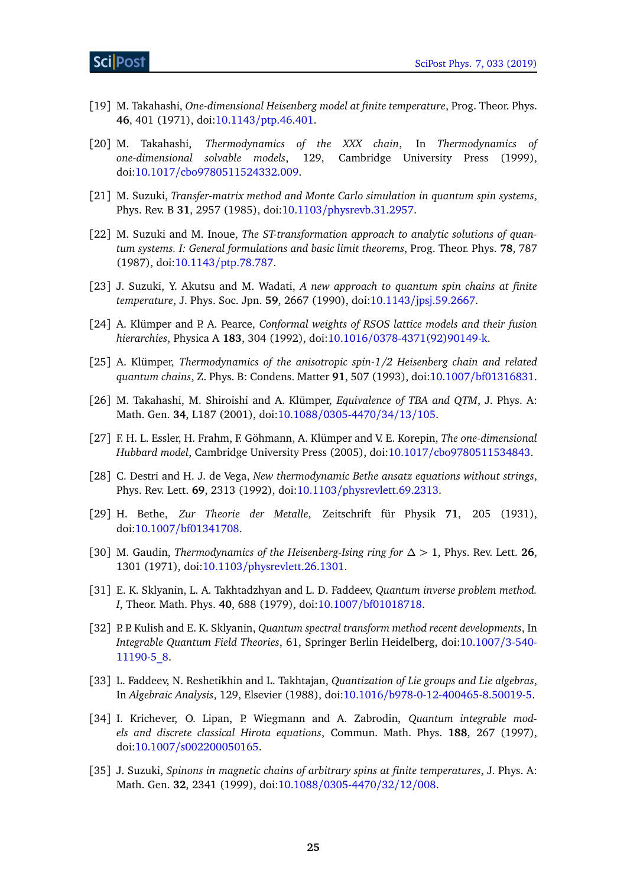[19] M. Takahashi, *One-dimensional Heisenberg model at finite temperature*, Prog. Theor. Phys. **46**, 401 (1971), doi:10.1143/ptp.46.401.

[20] M. Takahashi, *Thermodynamics of the XXX chain*, In *Thermodynamics of one-dimensional solvable models*, 129, Cambridge University Press (1999), doi:10.1017/cbo9780511524332.009.

[21] M. Suzuki, *Transfer-matrix method and Monte Carlo simulation in quantum spin systems*, Phys. Rev. B **31**, 2957 (1985), doi:10.1103/physrevb.31.2957.

[22] M. Suzuki and M. Inoue, *The ST-transformation approach to analytic solutions of quantum systems. I: General formulations and basic limit theorems*, Prog. Theor. Phys. **78**, 787 (1987), doi:10.1143/ptp.78.787.

[23] J. Suzuki, Y. Akutsu and M. Wadati, *A new approach to quantum spin chains at finite temperature*, J. Phys. Soc. Jpn. **59**, 2667 (1990), doi:10.1143/jpsj.59.2667.

[24] A. Klümper and P. A. Pearce, *Conformal weights of RSOS lattice models and their fusion hierarchies*, Physica A **183**, 304 (1992), doi:10.1016/0378-4371(92)90149-k.

[25] A. Klümper, *Thermodynamics of the anisotropic spin-1/2 Heisenberg chain and related quantum chains*, Z. Phys. B: Condens. Matter **91**, 507 (1993), doi:10.1007/bf01316831.

[26] M. Takahashi, M. Shiroishi and A. Klümper, *Equivalence of TBA and QTM*, J. Phys. A: Math. Gen. **34**, L187 (2001), doi:10.1088/0305-4470/34/13/105.

[27] F. H. L. Essler, H. Frahm, F. Göhmann, A. Klümper and V. E. Korepin, *The one-dimensional Hubbard model*, Cambridge University Press (2005), doi:10.1017/cbo9780511534843.

[28] C. Destri and H. J. de Vega, *New thermodynamic Bethe ansatz equations without strings*, Phys. Rev. Lett. **69**, 2313 (1992), doi:10.1103/physrevlett.69.2313.

[29] H. Bethe, *Zur Theorie der Metalle*, Zeitschrift für Physik **71**, 205 (1931), doi:10.1007/bf01341708.

[30] M. Gaudin, *Thermodynamics of the Heisenberg-Ising ring for* $\Delta > 1$, Phys. Rev. Lett. **26**, 1301 (1971), doi:10.1103/physrevlett.26.1301.

[31] E. K. Sklyanin, L. A. Takhtadzhyan and L. D. Faddeev, *Quantum inverse problem method. I*, Theor. Math. Phys. **40**, 688 (1979), doi:10.1007/bf01018718.

[32] P. P. Kulish and E. K. Sklyanin, *Quantum spectral transform method recent developments*, In *Integrable Quantum Field Theories*, 61, Springer Berlin Heidelberg, doi:10.1007/3-540-11190-5_8.

[33] L. Faddeev, N. Reshetikhin and L. Takhtajan, *Quantization of Lie groups and Lie algebras*, In *Algebraic Analysis*, 129, Elsevier (1988), doi:10.1016/b978-0-12-400465-8.50019-5.

[34] I. Krichever, O. Lipan, P. Wiegmann and A. Zabrodin, *Quantum integrable models and discrete classical Hirota equations*, Commun. Math. Phys. **188**, 267 (1997), doi:10.1007/s002200050165.

[35] J. Suzuki, *Spinons in magnetic chains of arbitrary spins at finite temperatures*, J. Phys. A: Math. Gen. **32**, 2341 (1999), doi:10.1088/0305-4470/32/12/008.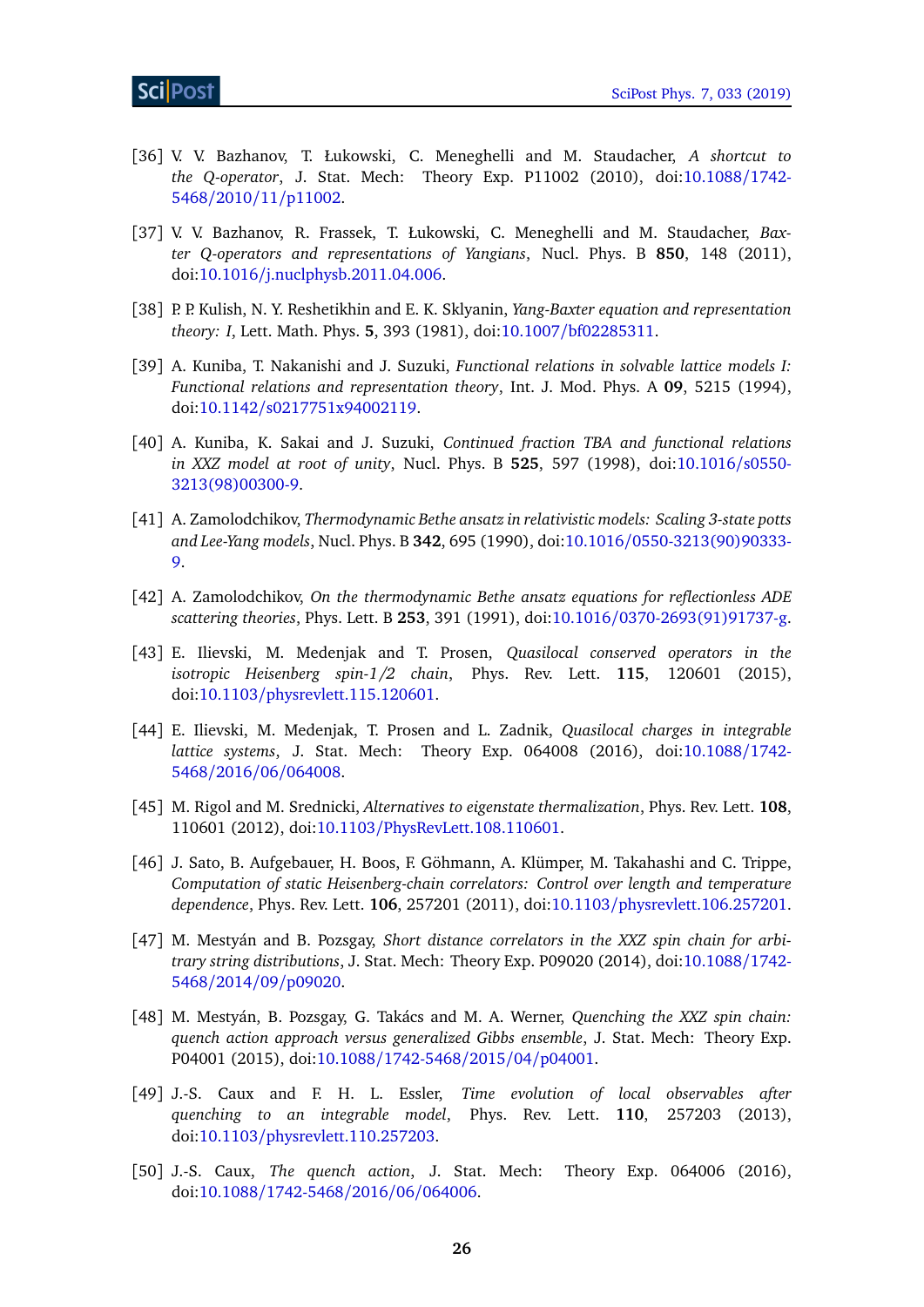[36] V. V. Bazhanov, T. Łukowski, C. Meneghelli and M. Staudacher, *A shortcut to the Q-operator*, J. Stat. Mech: Theory Exp. P11002 (2010), doi:10.1088/1742-5468/2010/11/p11002.

[37] V. V. Bazhanov, R. Frassek, T. Łukowski, C. Meneghelli and M. Staudacher, *Baxter Q-operators and representations of Yangians*, Nucl. Phys. B **850**, 148 (2011), doi:10.1016/j.nuclphysb.2011.04.006.

[38] P. P. Kulish, N. Y. Reshetikhin and E. K. Sklyanin, *Yang-Baxter equation and representation theory: I*, Lett. Math. Phys. **5**, 393 (1981), doi:10.1007/bf02285311.

[39] A. Kuniba, T. Nakanishi and J. Suzuki, *Functional relations in solvable lattice models I: Functional relations and representation theory*, Int. J. Mod. Phys. A **09**, 5215 (1994), doi:10.1142/s0217751x94002119.

[40] A. Kuniba, K. Sakai and J. Suzuki, *Continued fraction TBA and functional relations in XXZ model at root of unity*, Nucl. Phys. B **525**, 597 (1998), doi:10.1016/s0550-3213(98)00300-9.

[41] A. Zamolodchikov, *Thermodynamic Bethe ansatz in relativistic models: Scaling 3-state potts and Lee-Yang models*, Nucl. Phys. B **342**, 695 (1990), doi:10.1016/0550-3213(90)90333-9.

[42] A. Zamolodchikov, *On the thermodynamic Bethe ansatz equations for reflectionless ADE scattering theories*, Phys. Lett. B **253**, 391 (1991), doi:10.1016/0370-2693(91)91737-g.

[43] E. Ilievski, M. Medenjak and T. Prosen, *Quasilocal conserved operators in the isotropic Heisenberg spin-1/2 chain*, Phys. Rev. Lett. **115**, 120601 (2015), doi:10.1103/physrevlett.115.120601.

[44] E. Ilievski, M. Medenjak, T. Prosen and L. Zadnik, *Quasilocal charges in integrable lattice systems*, J. Stat. Mech: Theory Exp. 064008 (2016), doi:10.1088/1742-5468/2016/06/064008.

[45] M. Rigol and M. Srednicki, *Alternatives to eigenstate thermalization*, Phys. Rev. Lett. **108**, 110601 (2012), doi:10.1103/PhysRevLett.108.110601.

[46] J. Sato, B. Aufgebauer, H. Boos, F. Göhmann, A. Klümper, M. Takahashi and C. Trippe, *Computation of static Heisenberg-chain correlators: Control over length and temperature dependence*, Phys. Rev. Lett. **106**, 257201 (2011), doi:10.1103/physrevlett.106.257201.

[47] M. Mestyán and B. Pozsgay, *Short distance correlators in the XXZ spin chain for arbitrary string distributions*, J. Stat. Mech: Theory Exp. P09020 (2014), doi:10.1088/1742-5468/2014/09/p09020.

[48] M. Mestyán, B. Pozsgay, G. Takács and M. A. Werner, *Quenching the XXZ spin chain: quench action approach versus generalized Gibbs ensemble*, J. Stat. Mech: Theory Exp. P04001 (2015), doi:10.1088/1742-5468/2015/04/p04001.

[49] J.-S. Caux and F. H. L. Essler, *Time evolution of local observables after quenching to an integrable model*, Phys. Rev. Lett. **110**, 257203 (2013), doi:10.1103/physrevlett.110.257203.

[50] J.-S. Caux, *The quench action*, J. Stat. Mech: Theory Exp. 064006 (2016), doi:10.1088/1742-5468/2016/06/064006.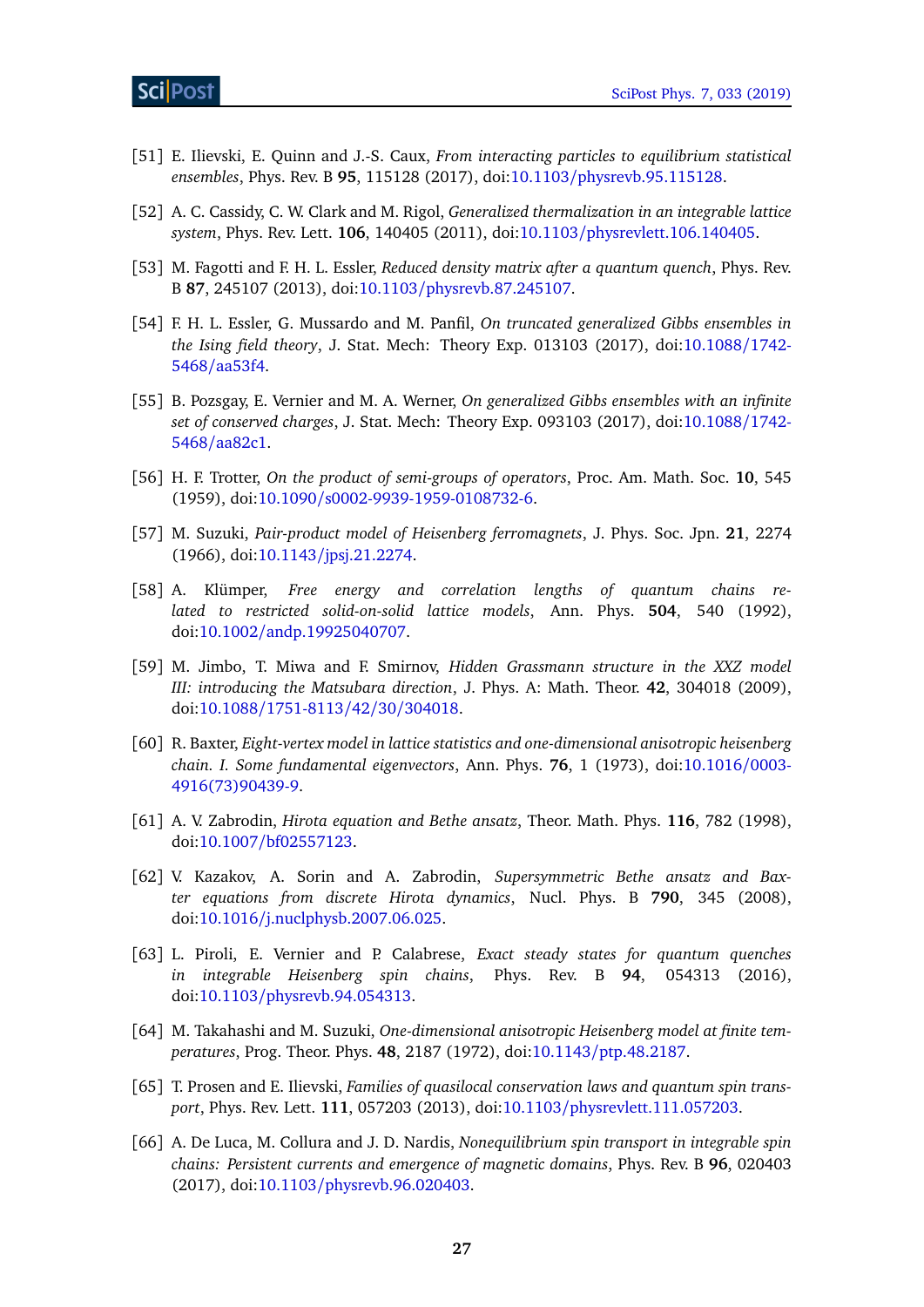[51] E. Ilievski, E. Quinn and J.-S. Caux, *From interacting particles to equilibrium statistical ensembles*, Phys. Rev. B **95**, 115128 (2017), doi:10.1103/physrevb.95.115128.

[52] A. C. Cassidy, C. W. Clark and M. Rigol, *Generalized thermalization in an integrable lattice system*, Phys. Rev. Lett. **106**, 140405 (2011), doi:10.1103/physrevlett.106.140405.

[53] M. Fagotti and F. H. L. Essler, *Reduced density matrix after a quantum quench*, Phys. Rev. B **87**, 245107 (2013), doi:10.1103/physrevb.87.245107.

[54] F. H. L. Essler, G. Mussardo and M. Panfil, *On truncated generalized Gibbs ensembles in the Ising field theory*, J. Stat. Mech: Theory Exp. 013103 (2017), doi:10.1088/1742-5468/aa53f4.

[55] B. Pozsgay, E. Vernier and M. A. Werner, *On generalized Gibbs ensembles with an infinite set of conserved charges*, J. Stat. Mech: Theory Exp. 093103 (2017), doi:10.1088/1742-5468/aa82c1.

[56] H. F. Trotter, *On the product of semi-groups of operators*, Proc. Am. Math. Soc. **10**, 545 (1959), doi:10.1090/s0002-9939-1959-0108732-6.

[57] M. Suzuki, *Pair-product model of Heisenberg ferromagnets*, J. Phys. Soc. Jpn. **21**, 2274 (1966), doi:10.1143/jpsj.21.2274.

[58] A. Klümper, *Free energy and correlation lengths of quantum chains related to restricted solid-on-solid lattice models*, Ann. Phys. **504**, 540 (1992), doi:10.1002/andp.19925040707.

[59] M. Jimbo, T. Miwa and F. Smirnov, *Hidden Grassmann structure in the XXZ model III: introducing the Matsubara direction*, J. Phys. A: Math. Theor. **42**, 304018 (2009), doi:10.1088/1751-8113/42/30/304018.

[60] R. Baxter, *Eight-vertex model in lattice statistics and one-dimensional anisotropic heisenberg chain. I. Some fundamental eigenvectors*, Ann. Phys. **76**, 1 (1973), doi:10.1016/0003-4916(73)90439-9.

[61] A. V. Zabrodin, *Hirota equation and Bethe ansatz*, Theor. Math. Phys. **116**, 782 (1998), doi:10.1007/bf02557123.

[62] V. Kazakov, A. Sorin and A. Zabrodin, *Supersymmetric Bethe ansatz and Baxter equations from discrete Hirota dynamics*, Nucl. Phys. B **790**, 345 (2008), doi:10.1016/j.nuclphysb.2007.06.025.

[63] L. Piroli, E. Vernier and P. Calabrese, *Exact steady states for quantum quenches in integrable Heisenberg spin chains*, Phys. Rev. B **94**, 054313 (2016), doi:10.1103/physrevb.94.054313.

[64] M. Takahashi and M. Suzuki, *One-dimensional anisotropic Heisenberg model at finite temperatures*, Prog. Theor. Phys. **48**, 2187 (1972), doi:10.1143/ptp.48.2187.

[65] T. Prosen and E. Ilievski, *Families of quasilocal conservation laws and quantum spin transport*, Phys. Rev. Lett. **111**, 057203 (2013), doi:10.1103/physrevlett.111.057203.

[66] A. De Luca, M. Collura and J. D. Nardis, *Nonequilibrium spin transport in integrable spin chains: Persistent currents and emergence of magnetic domains*, Phys. Rev. B **96**, 020403 (2017), doi:10.1103/physrevb.96.020403.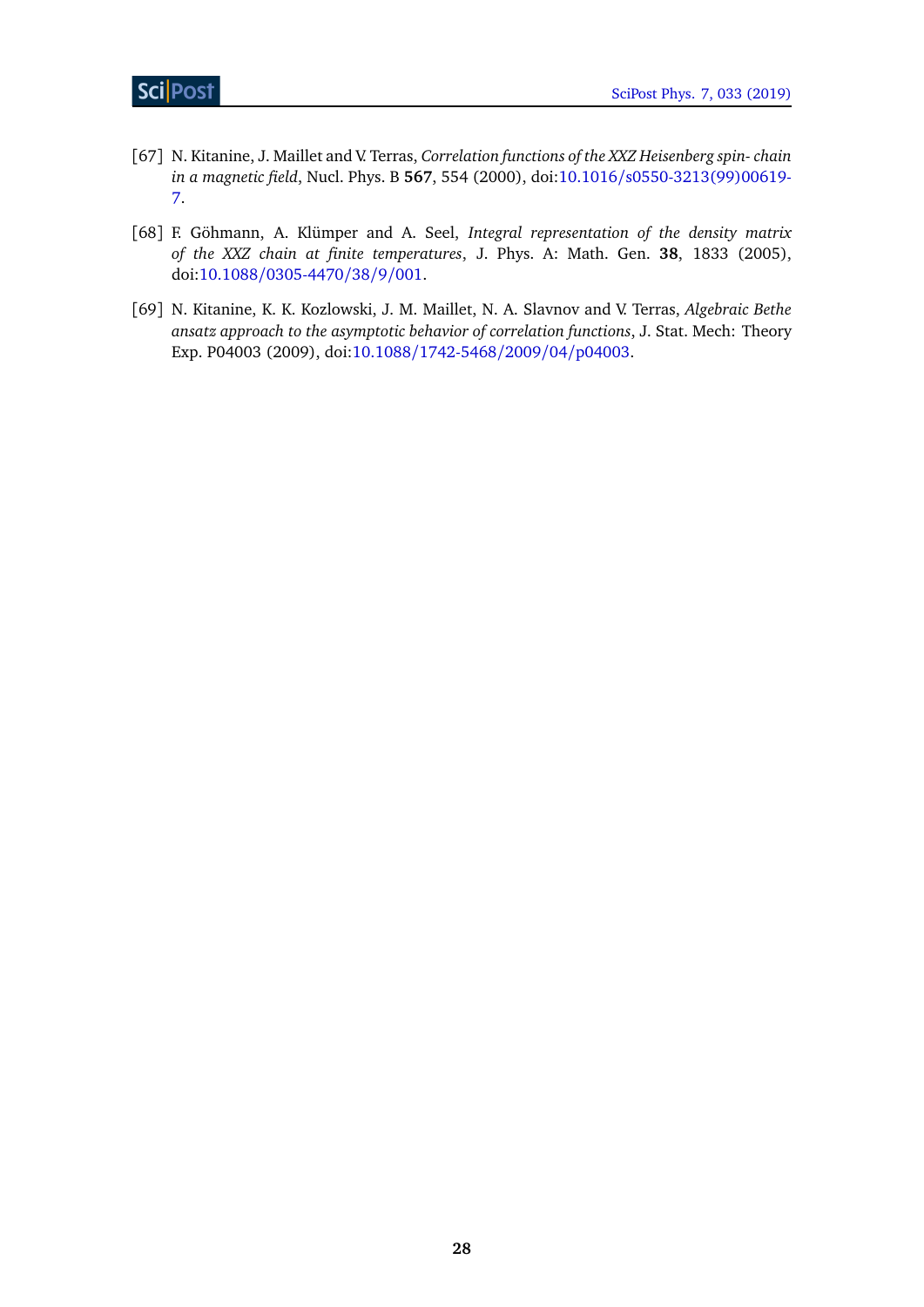[67] N. Kitanine, J. Maillet and V. Terras, *Correlation functions of the XXZ Heisenberg spin- chain in a magnetic field*, Nucl. Phys. B **567**, 554 (2000), doi:10.1016/s0550-3213(99)00619-7.

[68] F. Göhmann, A. Klümper and A. Seel, *Integral representation of the density matrix of the XXZ chain at finite temperatures*, J. Phys. A: Math. Gen. **38**, 1833 (2005), doi:10.1088/0305-4470/38/9/001.

[69] N. Kitanine, K. K. Kozlowski, J. M. Maillet, N. A. Slavnov and V. Terras, *Algebraic Bethe ansatz approach to the asymptotic behavior of correlation functions*, J. Stat. Mech: Theory Exp. P04003 (2009), doi:10.1088/1742-5468/2009/04/p04003.